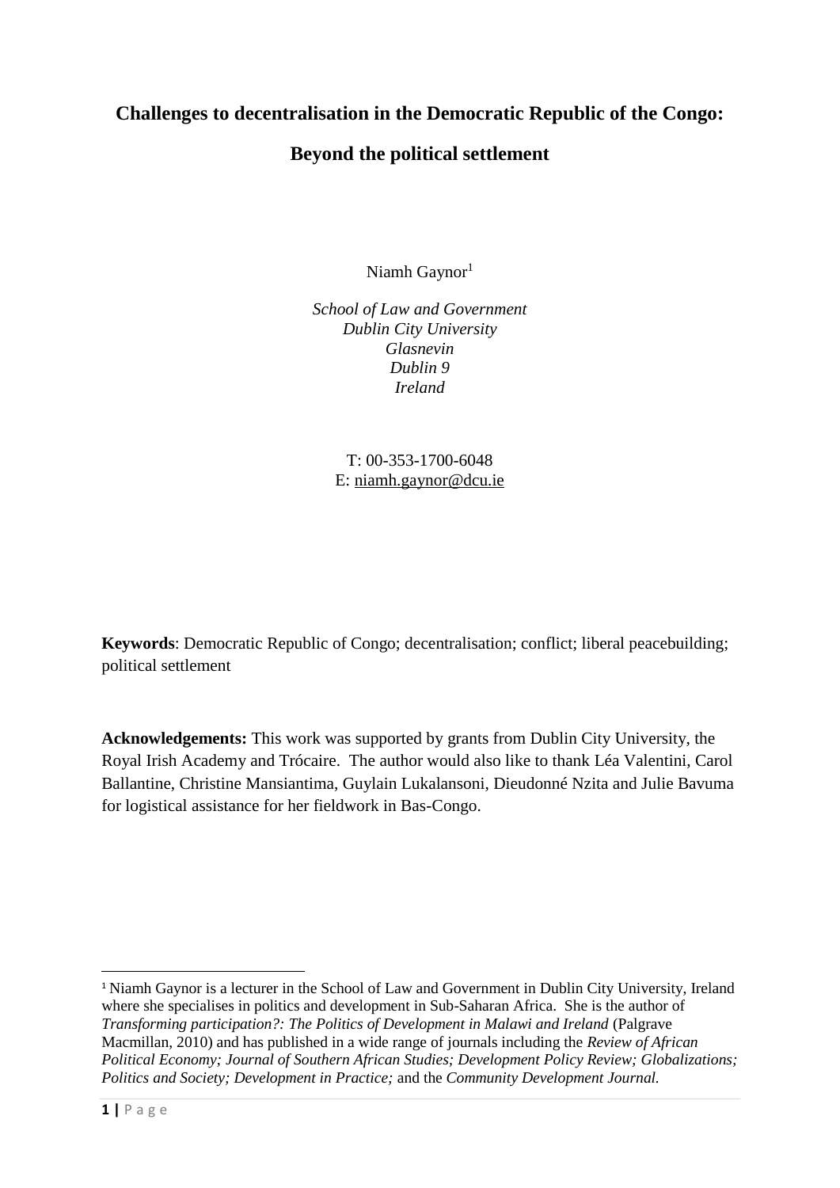# Challenges to decentralisation in the Democratic Republic of the Congo:

# Beyond the political settlement

Niamh Gaynor[1]

*School of Law and Government*
*Dublin City University*
*Glasnevin*
*Dublin 9*
*Ireland*

T: 00-353-1700-6048
E: niamh.gaynor@dcu.ie

**Keywords**: Democratic Republic of Congo; decentralisation; conflict; liberal peacebuilding; political settlement

**Acknowledgements:** This work was supported by grants from Dublin City University, the Royal Irish Academy and Trócaire. The author would also like to thank Léa Valentini, Carol Ballantine, Christine Mansiantima, Guylain Lukalansoni, Dieudonné Nzita and Julie Bavuma for logistical assistance for her fieldwork in Bas-Congo.

---

[1] Niamh Gaynor is a lecturer in the School of Law and Government in Dublin City University, Ireland where she specialises in politics and development in Sub-Saharan Africa. She is the author of *Transforming participation?: The Politics of Development in Malawi and Ireland* (Palgrave Macmillan, 2010) and has published in a wide range of journals including the *Review of African Political Economy; Journal of Southern African Studies; Development Policy Review; Globalizations; Politics and Society; Development in Practice;* and the *Community Development Journal.*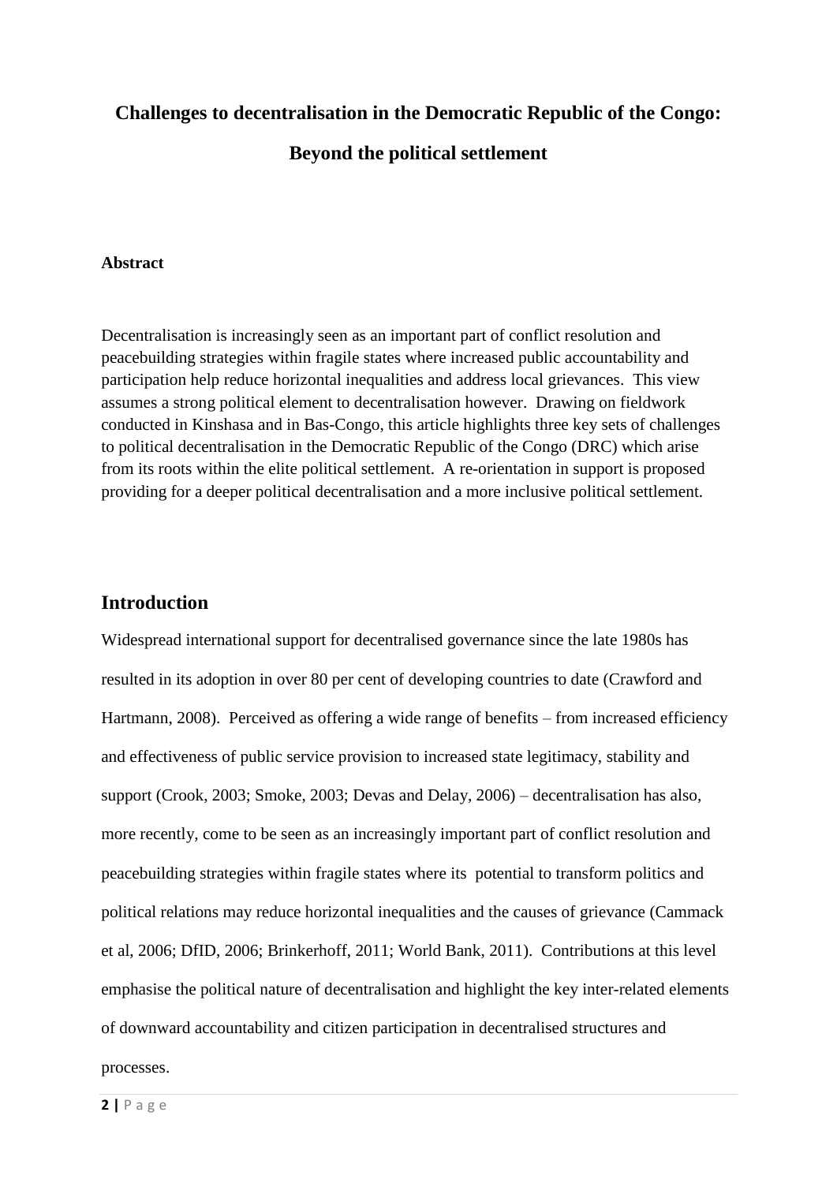# Challenges to decentralisation in the Democratic Republic of the Congo: Beyond the political settlement

**Abstract**

Decentralisation is increasingly seen as an important part of conflict resolution and peacebuilding strategies within fragile states where increased public accountability and participation help reduce horizontal inequalities and address local grievances. This view assumes a strong political element to decentralisation however. Drawing on fieldwork conducted in Kinshasa and in Bas-Congo, this article highlights three key sets of challenges to political decentralisation in the Democratic Republic of the Congo (DRC) which arise from its roots within the elite political settlement. A re-orientation in support is proposed providing for a deeper political decentralisation and a more inclusive political settlement.

## Introduction

Widespread international support for decentralised governance since the late 1980s has resulted in its adoption in over 80 per cent of developing countries to date (Crawford and Hartmann, 2008). Perceived as offering a wide range of benefits – from increased efficiency and effectiveness of public service provision to increased state legitimacy, stability and support (Crook, 2003; Smoke, 2003; Devas and Delay, 2006) – decentralisation has also, more recently, come to be seen as an increasingly important part of conflict resolution and peacebuilding strategies within fragile states where its potential to transform politics and political relations may reduce horizontal inequalities and the causes of grievance (Cammack et al, 2006; DfID, 2006; Brinkerhoff, 2011; World Bank, 2011). Contributions at this level emphasise the political nature of decentralisation and highlight the key inter-related elements of downward accountability and citizen participation in decentralised structures and processes.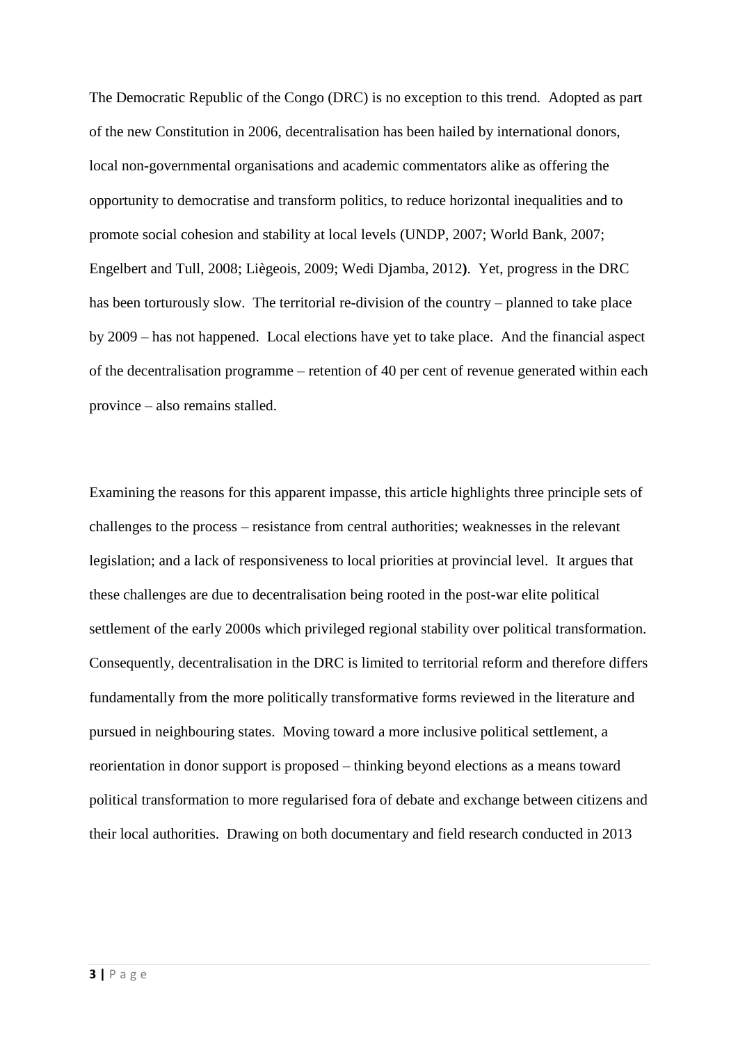The Democratic Republic of the Congo (DRC) is no exception to this trend. Adopted as part of the new Constitution in 2006, decentralisation has been hailed by international donors, local non-governmental organisations and academic commentators alike as offering the opportunity to democratise and transform politics, to reduce horizontal inequalities and to promote social cohesion and stability at local levels (UNDP, 2007; World Bank, 2007; Engelbert and Tull, 2008; Liègeois, 2009; Wedi Djamba, 2012**)**. Yet, progress in the DRC has been torturously slow. The territorial re-division of the country – planned to take place by 2009 – has not happened. Local elections have yet to take place. And the financial aspect of the decentralisation programme – retention of 40 per cent of revenue generated within each province – also remains stalled.

Examining the reasons for this apparent impasse, this article highlights three principle sets of challenges to the process – resistance from central authorities; weaknesses in the relevant legislation; and a lack of responsiveness to local priorities at provincial level. It argues that these challenges are due to decentralisation being rooted in the post-war elite political settlement of the early 2000s which privileged regional stability over political transformation. Consequently, decentralisation in the DRC is limited to territorial reform and therefore differs fundamentally from the more politically transformative forms reviewed in the literature and pursued in neighbouring states. Moving toward a more inclusive political settlement, a reorientation in donor support is proposed – thinking beyond elections as a means toward political transformation to more regularised fora of debate and exchange between citizens and their local authorities. Drawing on both documentary and field research conducted in 2013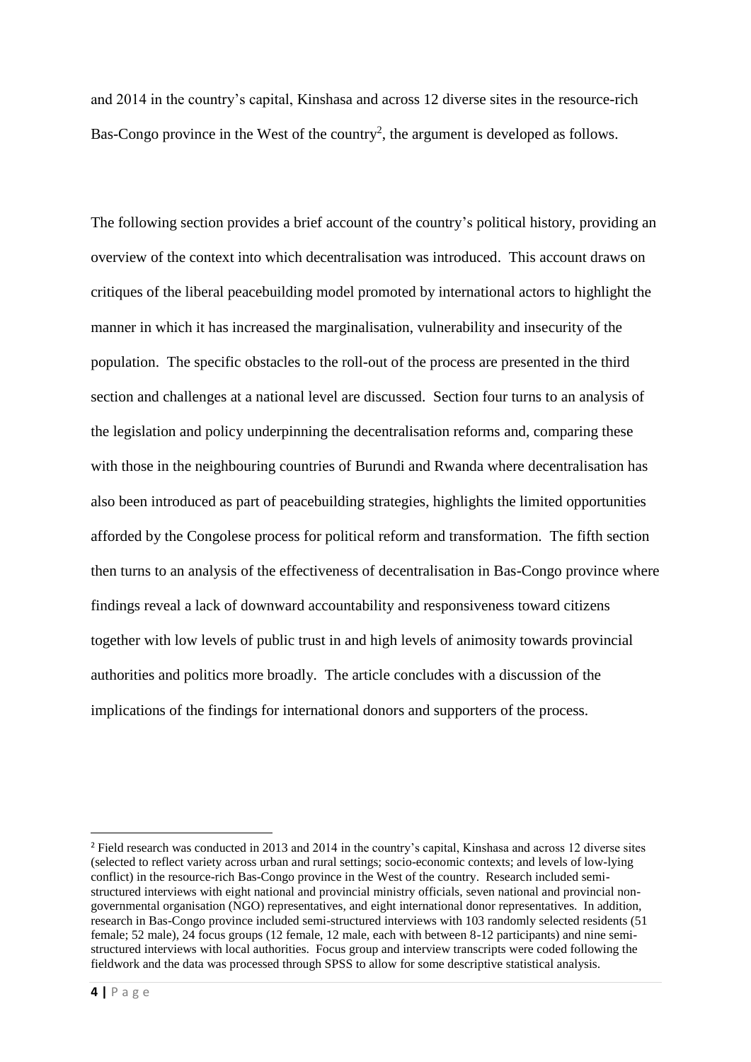and 2014 in the country's capital, Kinshasa and across 12 diverse sites in the resource-rich Bas-Congo province in the West of the country[2], the argument is developed as follows.

The following section provides a brief account of the country's political history, providing an overview of the context into which decentralisation was introduced. This account draws on critiques of the liberal peacebuilding model promoted by international actors to highlight the manner in which it has increased the marginalisation, vulnerability and insecurity of the population. The specific obstacles to the roll-out of the process are presented in the third section and challenges at a national level are discussed. Section four turns to an analysis of the legislation and policy underpinning the decentralisation reforms and, comparing these with those in the neighbouring countries of Burundi and Rwanda where decentralisation has also been introduced as part of peacebuilding strategies, highlights the limited opportunities afforded by the Congolese process for political reform and transformation. The fifth section then turns to an analysis of the effectiveness of decentralisation in Bas-Congo province where findings reveal a lack of downward accountability and responsiveness toward citizens together with low levels of public trust in and high levels of animosity towards provincial authorities and politics more broadly. The article concludes with a discussion of the implications of the findings for international donors and supporters of the process.

---

[2] Field research was conducted in 2013 and 2014 in the country's capital, Kinshasa and across 12 diverse sites (selected to reflect variety across urban and rural settings; socio-economic contexts; and levels of low-lying conflict) in the resource-rich Bas-Congo province in the West of the country. Research included semi-structured interviews with eight national and provincial ministry officials, seven national and provincial non-governmental organisation (NGO) representatives, and eight international donor representatives. In addition, research in Bas-Congo province included semi-structured interviews with 103 randomly selected residents (51 female; 52 male), 24 focus groups (12 female, 12 male, each with between 8-12 participants) and nine semi-structured interviews with local authorities. Focus group and interview transcripts were coded following the fieldwork and the data was processed through SPSS to allow for some descriptive statistical analysis.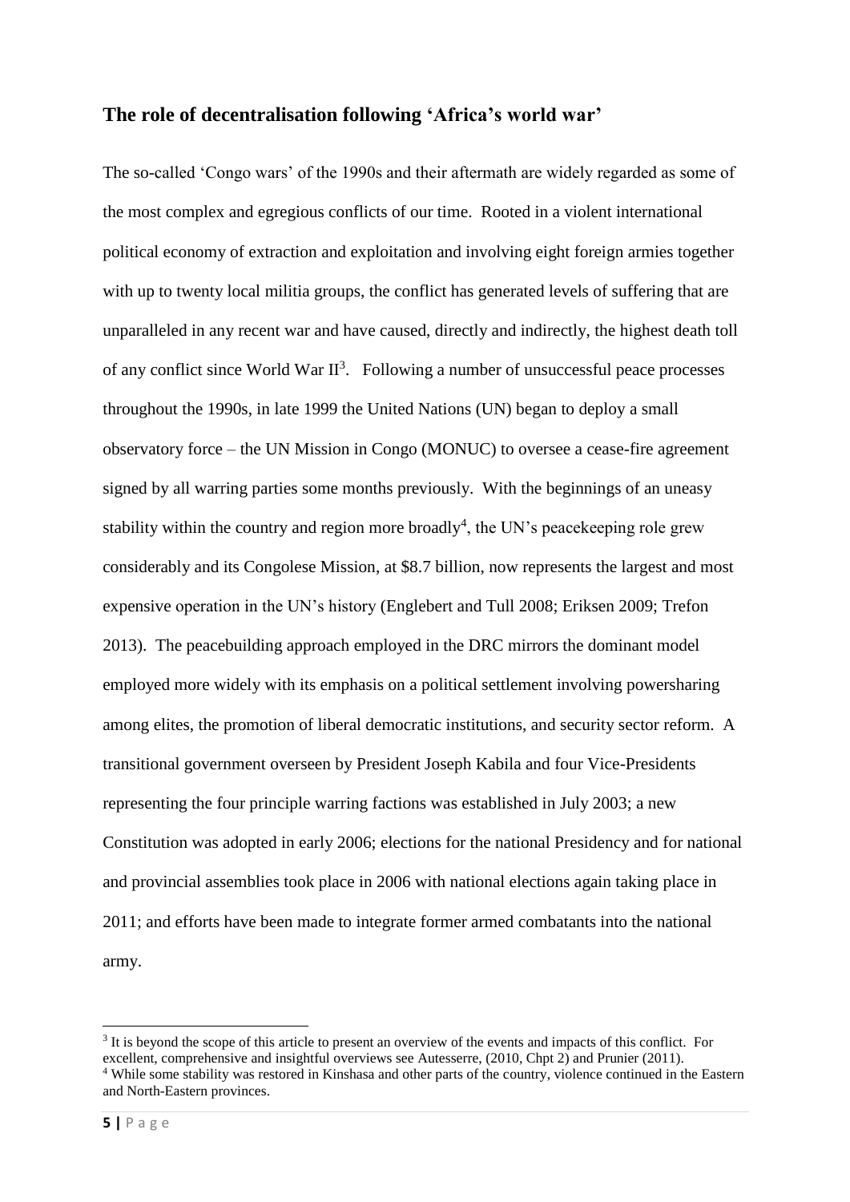## The role of decentralisation following 'Africa's world war'

The so-called 'Congo wars' of the 1990s and their aftermath are widely regarded as some of the most complex and egregious conflicts of our time. Rooted in a violent international political economy of extraction and exploitation and involving eight foreign armies together with up to twenty local militia groups, the conflict has generated levels of suffering that are unparalleled in any recent war and have caused, directly and indirectly, the highest death toll of any conflict since World War II[3]. Following a number of unsuccessful peace processes throughout the 1990s, in late 1999 the United Nations (UN) began to deploy a small observatory force – the UN Mission in Congo (MONUC) to oversee a cease-fire agreement signed by all warring parties some months previously. With the beginnings of an uneasy stability within the country and region more broadly[4], the UN's peacekeeping role grew considerably and its Congolese Mission, at \$8.7 billion, now represents the largest and most expensive operation in the UN's history (Englebert and Tull 2008; Eriksen 2009; Trefon 2013). The peacebuilding approach employed in the DRC mirrors the dominant model employed more widely with its emphasis on a political settlement involving powersharing among elites, the promotion of liberal democratic institutions, and security sector reform. A transitional government overseen by President Joseph Kabila and four Vice-Presidents representing the four principle warring factions was established in July 2003; a new Constitution was adopted in early 2006; elections for the national Presidency and for national and provincial assemblies took place in 2006 with national elections again taking place in 2011; and efforts have been made to integrate former armed combatants into the national army.

---

[3] It is beyond the scope of this article to present an overview of the events and impacts of this conflict. For excellent, comprehensive and insightful overviews see Autesserre, (2010, Chpt 2) and Prunier (2011).

[4] While some stability was restored in Kinshasa and other parts of the country, violence continued in the Eastern and North-Eastern provinces.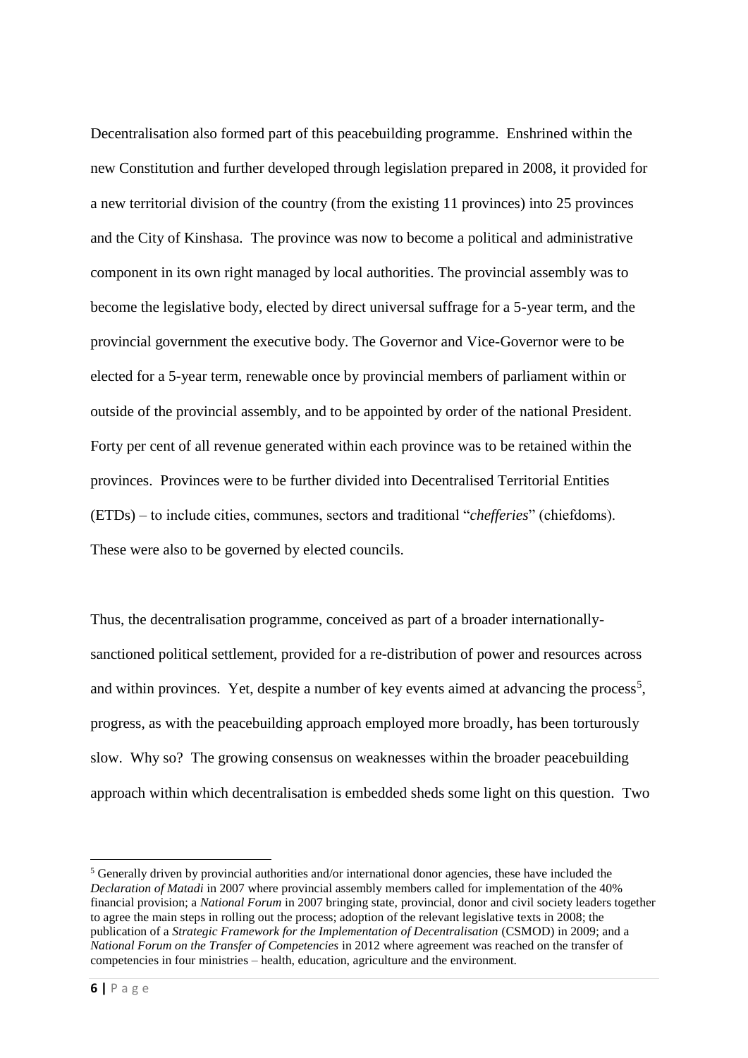Decentralisation also formed part of this peacebuilding programme. Enshrined within the new Constitution and further developed through legislation prepared in 2008, it provided for a new territorial division of the country (from the existing 11 provinces) into 25 provinces and the City of Kinshasa. The province was now to become a political and administrative component in its own right managed by local authorities. The provincial assembly was to become the legislative body, elected by direct universal suffrage for a 5-year term, and the provincial government the executive body. The Governor and Vice-Governor were to be elected for a 5-year term, renewable once by provincial members of parliament within or outside of the provincial assembly, and to be appointed by order of the national President. Forty per cent of all revenue generated within each province was to be retained within the provinces. Provinces were to be further divided into Decentralised Territorial Entities (ETDs) – to include cities, communes, sectors and traditional "*chefferies*" (chiefdoms). These were also to be governed by elected councils.

Thus, the decentralisation programme, conceived as part of a broader internationally-sanctioned political settlement, provided for a re-distribution of power and resources across and within provinces. Yet, despite a number of key events aimed at advancing the process[5], progress, as with the peacebuilding approach employed more broadly, has been torturously slow. Why so? The growing consensus on weaknesses within the broader peacebuilding approach within which decentralisation is embedded sheds some light on this question. Two

[5] Generally driven by provincial authorities and/or international donor agencies, these have included the *Declaration of Matadi* in 2007 where provincial assembly members called for implementation of the 40% financial provision; a *National Forum* in 2007 bringing state, provincial, donor and civil society leaders together to agree the main steps in rolling out the process; adoption of the relevant legislative texts in 2008; the publication of a *Strategic Framework for the Implementation of Decentralisation* (CSMOD) in 2009; and a *National Forum on the Transfer of Competencies* in 2012 where agreement was reached on the transfer of competencies in four ministries – health, education, agriculture and the environment.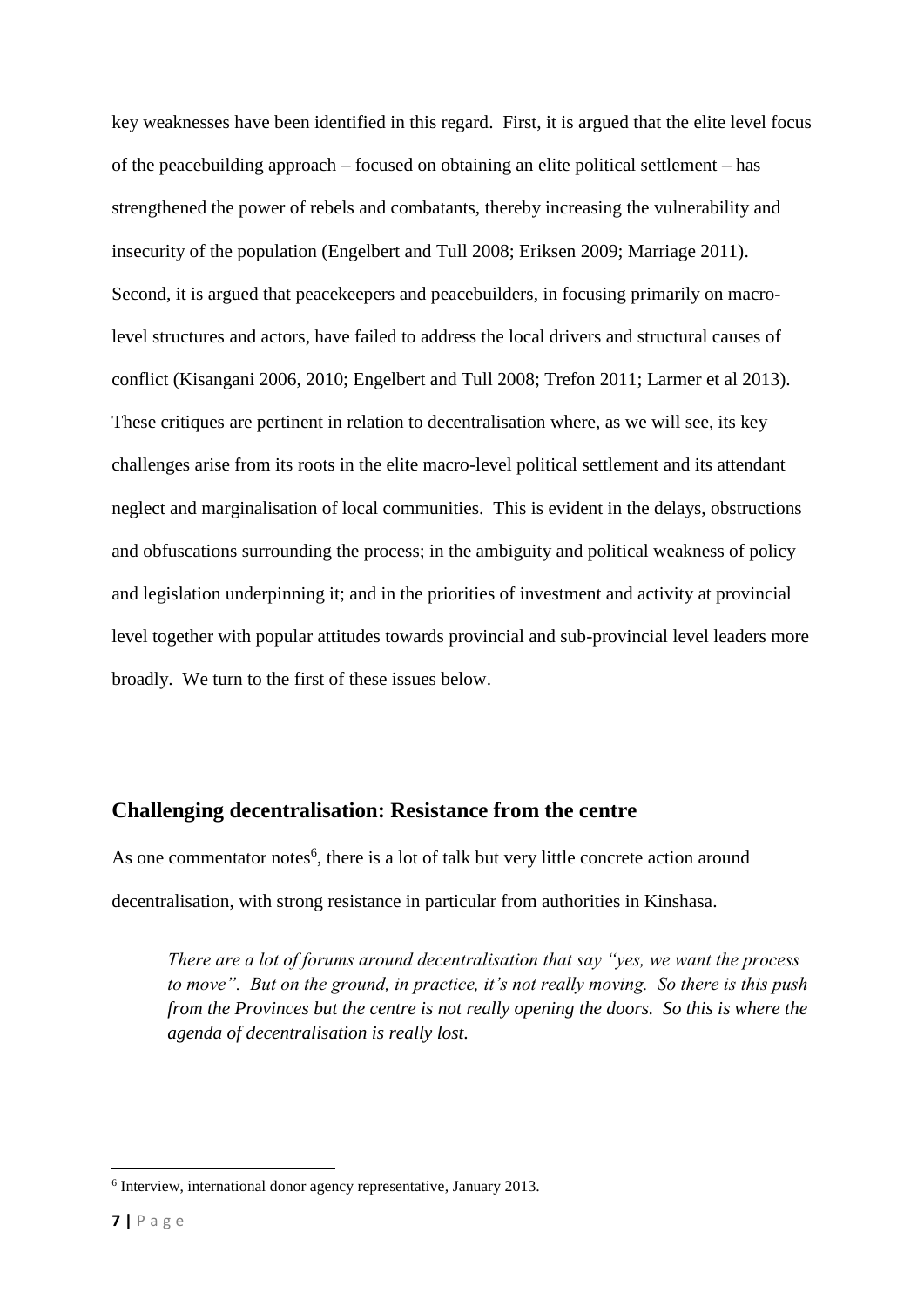key weaknesses have been identified in this regard. First, it is argued that the elite level focus of the peacebuilding approach – focused on obtaining an elite political settlement – has strengthened the power of rebels and combatants, thereby increasing the vulnerability and insecurity of the population (Engelbert and Tull 2008; Eriksen 2009; Marriage 2011). Second, it is argued that peacekeepers and peacebuilders, in focusing primarily on macro-level structures and actors, have failed to address the local drivers and structural causes of conflict (Kisangani 2006, 2010; Engelbert and Tull 2008; Trefon 2011; Larmer et al 2013). These critiques are pertinent in relation to decentralisation where, as we will see, its key challenges arise from its roots in the elite macro-level political settlement and its attendant neglect and marginalisation of local communities. This is evident in the delays, obstructions and obfuscations surrounding the process; in the ambiguity and political weakness of policy and legislation underpinning it; and in the priorities of investment and activity at provincial level together with popular attitudes towards provincial and sub-provincial level leaders more broadly. We turn to the first of these issues below.

## Challenging decentralisation: Resistance from the centre

As one commentator notes[6], there is a lot of talk but very little concrete action around decentralisation, with strong resistance in particular from authorities in Kinshasa.

> *There are a lot of forums around decentralisation that say "yes, we want the process to move". But on the ground, in practice, it's not really moving. So there is this push from the Provinces but the centre is not really opening the doors. So this is where the agenda of decentralisation is really lost.*

[6] Interview, international donor agency representative, January 2013.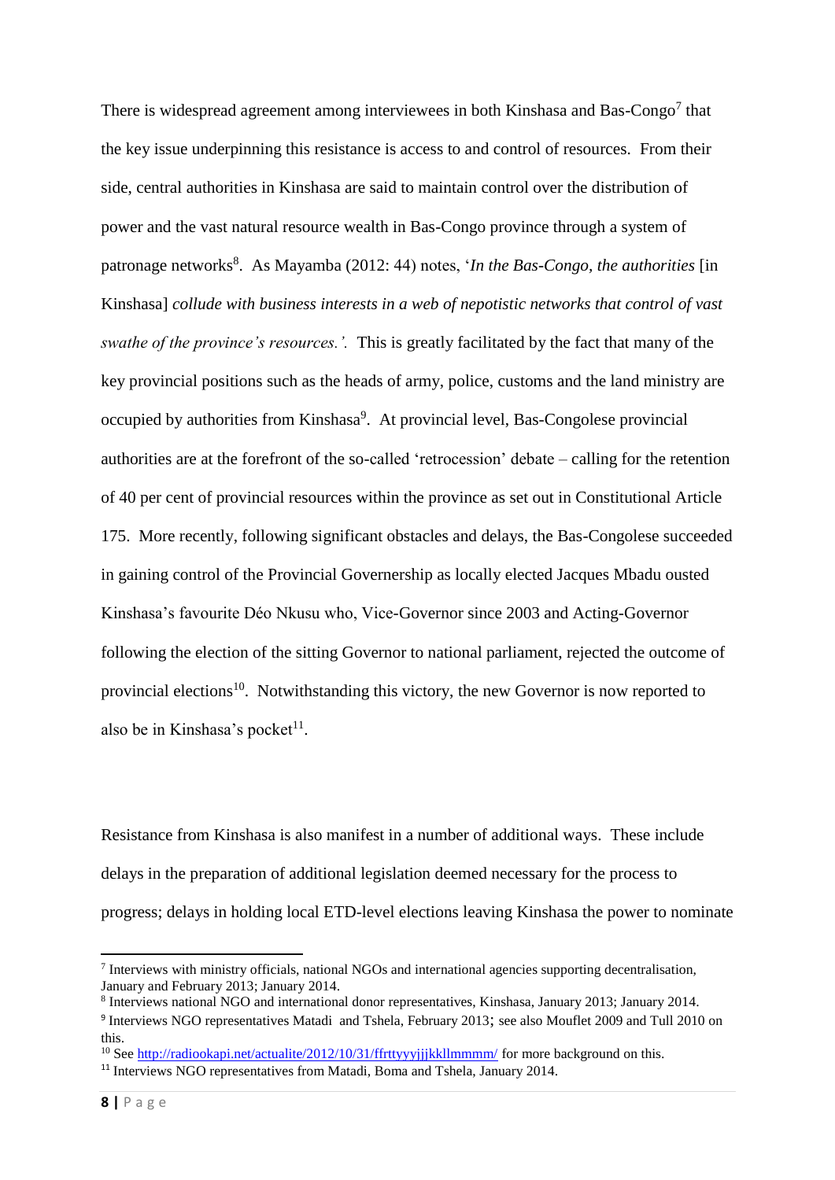There is widespread agreement among interviewees in both Kinshasa and Bas-Congo[7] that the key issue underpinning this resistance is access to and control of resources. From their side, central authorities in Kinshasa are said to maintain control over the distribution of power and the vast natural resource wealth in Bas-Congo province through a system of patronage networks[8]. As Mayamba (2012: 44) notes, '*In the Bas-Congo, the authorities* [in Kinshasa] *collude with business interests in a web of nepotistic networks that control of vast swathe of the province's resources.'*. This is greatly facilitated by the fact that many of the key provincial positions such as the heads of army, police, customs and the land ministry are occupied by authorities from Kinshasa[9]. At provincial level, Bas-Congolese provincial authorities are at the forefront of the so-called 'retrocession' debate – calling for the retention of 40 per cent of provincial resources within the province as set out in Constitutional Article 175. More recently, following significant obstacles and delays, the Bas-Congolese succeeded in gaining control of the Provincial Governership as locally elected Jacques Mbadu ousted Kinshasa's favourite Déo Nkusu who, Vice-Governor since 2003 and Acting-Governor following the election of the sitting Governor to national parliament, rejected the outcome of provincial elections[10]. Notwithstanding this victory, the new Governor is now reported to also be in Kinshasa's pocket[11].

Resistance from Kinshasa is also manifest in a number of additional ways. These include delays in the preparation of additional legislation deemed necessary for the process to progress; delays in holding local ETD-level elections leaving Kinshasa the power to nominate

---

[7] Interviews with ministry officials, national NGOs and international agencies supporting decentralisation, January and February 2013; January 2014.

[8] Interviews national NGO and international donor representatives, Kinshasa, January 2013; January 2014.

[9] Interviews NGO representatives Matadi and Tshela, February 2013; see also Mouflet 2009 and Tull 2010 on this.

[10] See http://radiookapi.net/actualite/2012/10/31/ffrttyyyjjjkkllmmmm/ for more background on this.

[11] Interviews NGO representatives from Matadi, Boma and Tshela, January 2014.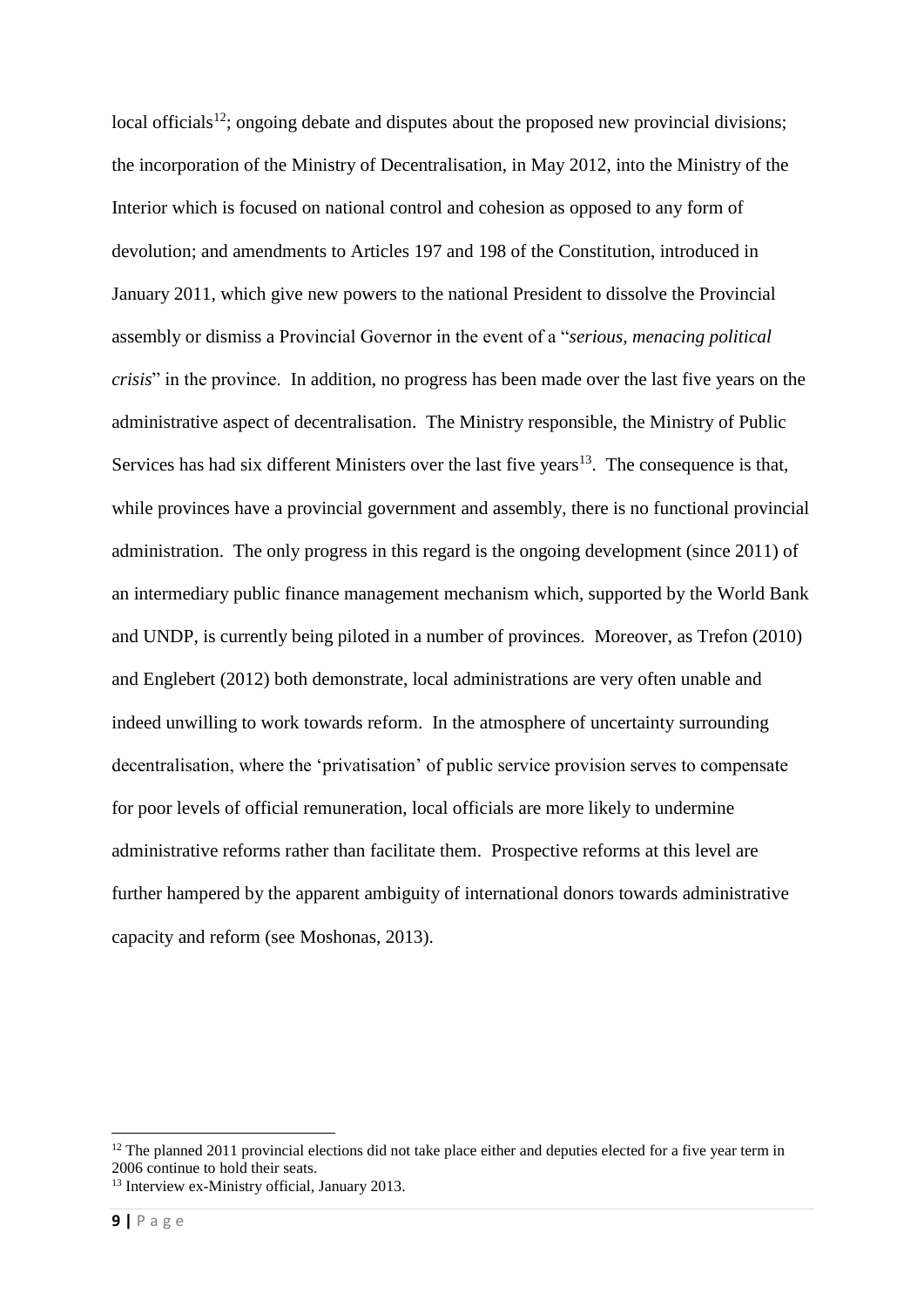local officials[12]; ongoing debate and disputes about the proposed new provincial divisions; the incorporation of the Ministry of Decentralisation, in May 2012, into the Ministry of the Interior which is focused on national control and cohesion as opposed to any form of devolution; and amendments to Articles 197 and 198 of the Constitution, introduced in January 2011, which give new powers to the national President to dissolve the Provincial assembly or dismiss a Provincial Governor in the event of a "*serious, menacing political crisis*" in the province. In addition, no progress has been made over the last five years on the administrative aspect of decentralisation. The Ministry responsible, the Ministry of Public Services has had six different Ministers over the last five years[13]. The consequence is that, while provinces have a provincial government and assembly, there is no functional provincial administration. The only progress in this regard is the ongoing development (since 2011) of an intermediary public finance management mechanism which, supported by the World Bank and UNDP, is currently being piloted in a number of provinces. Moreover, as Trefon (2010) and Englebert (2012) both demonstrate, local administrations are very often unable and indeed unwilling to work towards reform. In the atmosphere of uncertainty surrounding decentralisation, where the 'privatisation' of public service provision serves to compensate for poor levels of official remuneration, local officials are more likely to undermine administrative reforms rather than facilitate them. Prospective reforms at this level are further hampered by the apparent ambiguity of international donors towards administrative capacity and reform (see Moshonas, 2013).

---

[12] The planned 2011 provincial elections did not take place either and deputies elected for a five year term in 2006 continue to hold their seats.

[13] Interview ex-Ministry official, January 2013.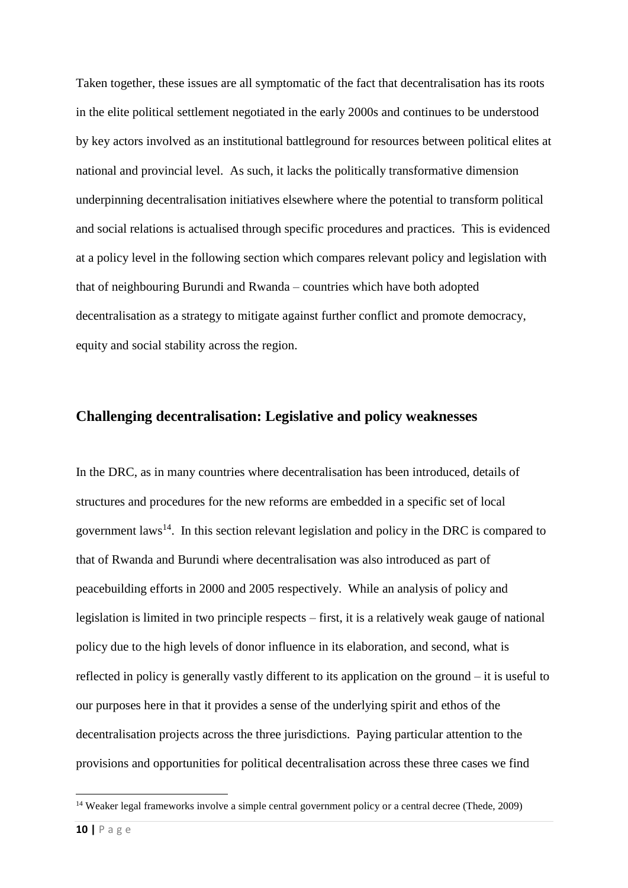Taken together, these issues are all symptomatic of the fact that decentralisation has its roots in the elite political settlement negotiated in the early 2000s and continues to be understood by key actors involved as an institutional battleground for resources between political elites at national and provincial level. As such, it lacks the politically transformative dimension underpinning decentralisation initiatives elsewhere where the potential to transform political and social relations is actualised through specific procedures and practices. This is evidenced at a policy level in the following section which compares relevant policy and legislation with that of neighbouring Burundi and Rwanda – countries which have both adopted decentralisation as a strategy to mitigate against further conflict and promote democracy, equity and social stability across the region.

## Challenging decentralisation: Legislative and policy weaknesses

In the DRC, as in many countries where decentralisation has been introduced, details of structures and procedures for the new reforms are embedded in a specific set of local government laws[14]. In this section relevant legislation and policy in the DRC is compared to that of Rwanda and Burundi where decentralisation was also introduced as part of peacebuilding efforts in 2000 and 2005 respectively. While an analysis of policy and legislation is limited in two principle respects – first, it is a relatively weak gauge of national policy due to the high levels of donor influence in its elaboration, and second, what is reflected in policy is generally vastly different to its application on the ground – it is useful to our purposes here in that it provides a sense of the underlying spirit and ethos of the decentralisation projects across the three jurisdictions. Paying particular attention to the provisions and opportunities for political decentralisation across these three cases we find

[14] Weaker legal frameworks involve a simple central government policy or a central decree (Thede, 2009)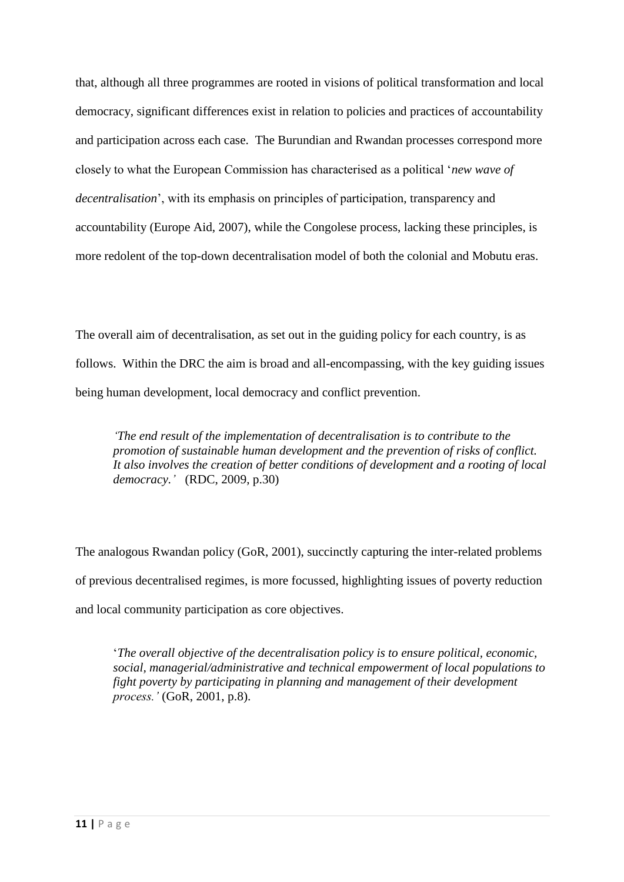that, although all three programmes are rooted in visions of political transformation and local democracy, significant differences exist in relation to policies and practices of accountability and participation across each case. The Burundian and Rwandan processes correspond more closely to what the European Commission has characterised as a political '*new wave of decentralisation*', with its emphasis on principles of participation, transparency and accountability (Europe Aid, 2007), while the Congolese process, lacking these principles, is more redolent of the top-down decentralisation model of both the colonial and Mobutu eras.

The overall aim of decentralisation, as set out in the guiding policy for each country, is as follows. Within the DRC the aim is broad and all-encompassing, with the key guiding issues being human development, local democracy and conflict prevention.

> *'The end result of the implementation of decentralisation is to contribute to the promotion of sustainable human development and the prevention of risks of conflict. It also involves the creation of better conditions of development and a rooting of local democracy.'* (RDC, 2009, p.30)

The analogous Rwandan policy (GoR, 2001), succinctly capturing the inter-related problems of previous decentralised regimes, is more focussed, highlighting issues of poverty reduction and local community participation as core objectives.

> '*The overall objective of the decentralisation policy is to ensure political, economic, social, managerial/administrative and technical empowerment of local populations to fight poverty by participating in planning and management of their development process.'* (GoR, 2001, p.8).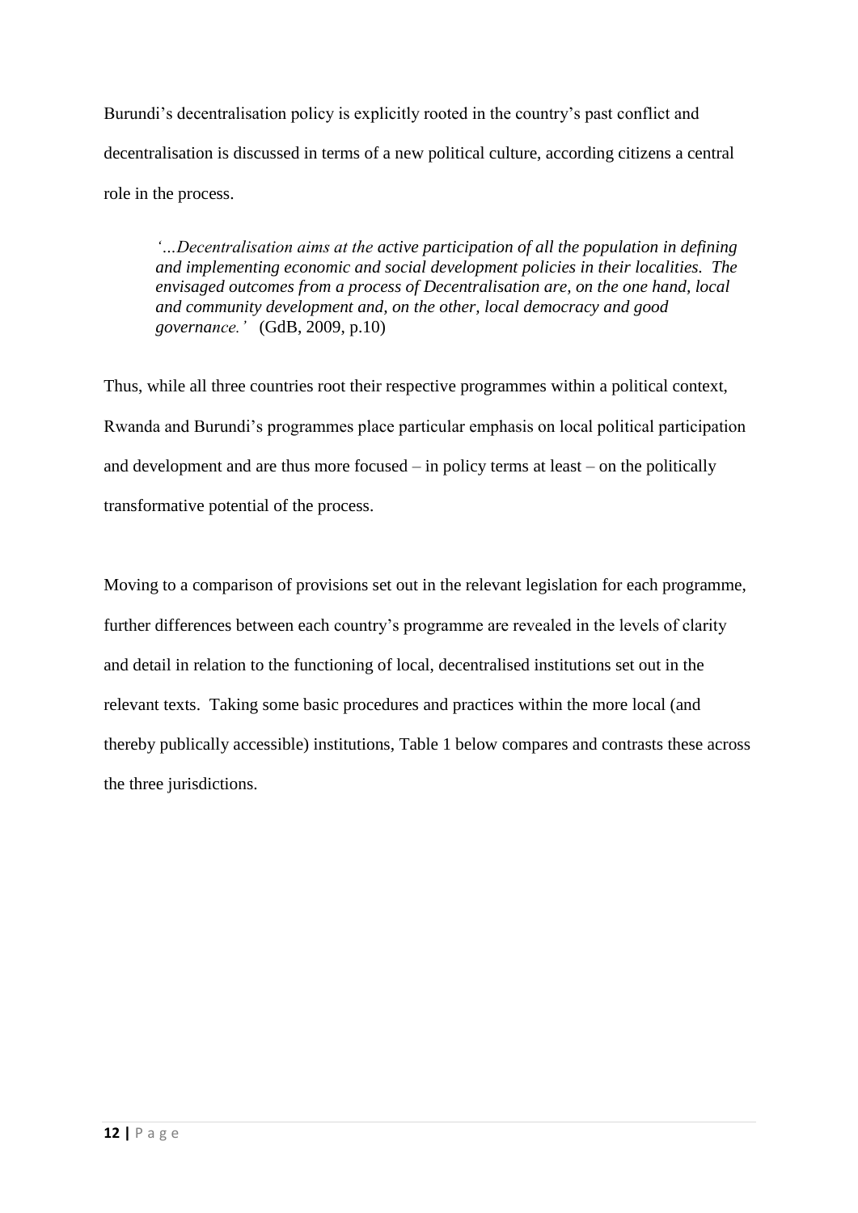Burundi's decentralisation policy is explicitly rooted in the country's past conflict and decentralisation is discussed in terms of a new political culture, according citizens a central role in the process.

> *'…Decentralisation aims at the active participation of all the population in defining and implementing economic and social development policies in their localities. The envisaged outcomes from a process of Decentralisation are, on the one hand, local and community development and, on the other, local democracy and good governance.'* (GdB, 2009, p.10)

Thus, while all three countries root their respective programmes within a political context, Rwanda and Burundi's programmes place particular emphasis on local political participation and development and are thus more focused – in policy terms at least – on the politically transformative potential of the process.

Moving to a comparison of provisions set out in the relevant legislation for each programme, further differences between each country's programme are revealed in the levels of clarity and detail in relation to the functioning of local, decentralised institutions set out in the relevant texts. Taking some basic procedures and practices within the more local (and thereby publically accessible) institutions, Table 1 below compares and contrasts these across the three jurisdictions.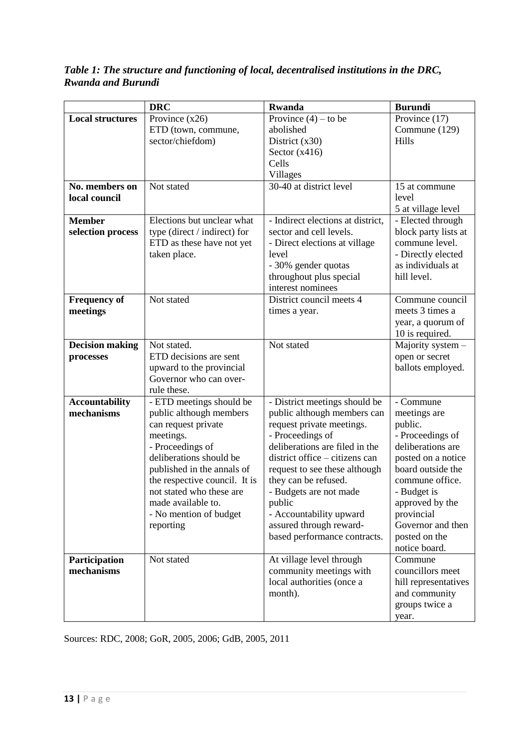*Table 1: The structure and functioning of local, decentralised institutions in the DRC, Rwanda and Burundi*

| | **DRC** | **Rwanda** | **Burundi** |
|---|---|---|---|
| **Local structures** | Province (x26)<br>ETD (town, commune, sector/chiefdom) | Province (4) – to be abolished<br>District (x30)<br>Sector (x416)<br>Cells<br>Villages | Province (17)<br>Commune (129)<br>Hills |
| **No. members on local council** | Not stated | 30-40 at district level | 15 at commune level<br>5 at village level |
| **Member selection process** | Elections but unclear what type (direct / indirect) for ETD as these have not yet taken place. | - Indirect elections at district, sector and cell levels.<br>- Direct elections at village level<br>- 30% gender quotas throughout plus special interest nominees | - Elected through block party lists at commune level.<br>- Directly elected as individuals at hill level. |
| **Frequency of meetings** | Not stated | District council meets 4 times a year. | Commune council meets 3 times a year, a quorum of 10 is required. |
| **Decision making processes** | Not stated.<br>ETD decisions are sent upward to the provincial Governor who can over-rule these. | Not stated | Majority system – open or secret ballots employed. |
| **Accountability mechanisms** | - ETD meetings should be public although members can request private meetings.<br>- Proceedings of deliberations should be published in the annals of the respective council. It is not stated who these are made available to.<br>- No mention of budget reporting | - District meetings should be public although members can request private meetings.<br>- Proceedings of deliberations are filed in the district office – citizens can request to see these although they can be refused.<br>- Budgets are not made public<br>- Accountability upward assured through reward-based performance contracts. | - Commune meetings are public.<br>- Proceedings of deliberations are posted on a notice board outside the commune office.<br>- Budget is approved by the provincial Governor and then posted on the notice board. |
| **Participation mechanisms** | Not stated | At village level through community meetings with local authorities (once a month). | Commune councillors meet hill representatives and community groups twice a year. |

Sources: RDC, 2008; GoR, 2005, 2006; GdB, 2005, 2011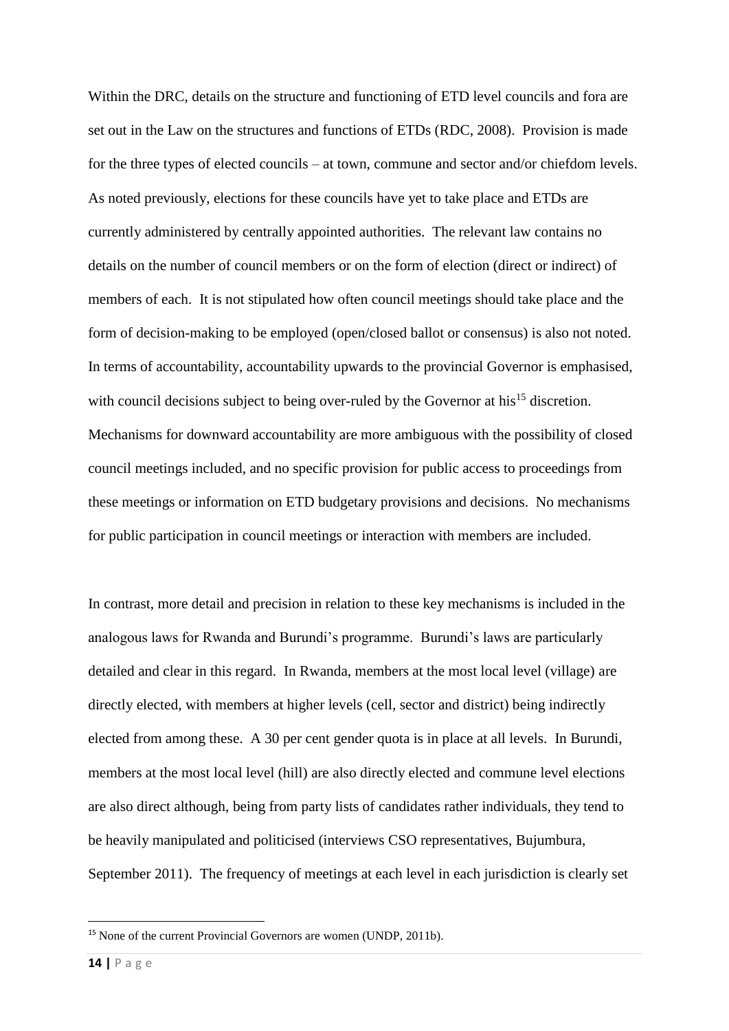Within the DRC, details on the structure and functioning of ETD level councils and fora are set out in the Law on the structures and functions of ETDs (RDC, 2008). Provision is made for the three types of elected councils – at town, commune and sector and/or chiefdom levels. As noted previously, elections for these councils have yet to take place and ETDs are currently administered by centrally appointed authorities. The relevant law contains no details on the number of council members or on the form of election (direct or indirect) of members of each. It is not stipulated how often council meetings should take place and the form of decision-making to be employed (open/closed ballot or consensus) is also not noted. In terms of accountability, accountability upwards to the provincial Governor is emphasised, with council decisions subject to being over-ruled by the Governor at his[15] discretion. Mechanisms for downward accountability are more ambiguous with the possibility of closed council meetings included, and no specific provision for public access to proceedings from these meetings or information on ETD budgetary provisions and decisions. No mechanisms for public participation in council meetings or interaction with members are included.

In contrast, more detail and precision in relation to these key mechanisms is included in the analogous laws for Rwanda and Burundi's programme. Burundi's laws are particularly detailed and clear in this regard. In Rwanda, members at the most local level (village) are directly elected, with members at higher levels (cell, sector and district) being indirectly elected from among these. A 30 per cent gender quota is in place at all levels. In Burundi, members at the most local level (hill) are also directly elected and commune level elections are also direct although, being from party lists of candidates rather individuals, they tend to be heavily manipulated and politicised (interviews CSO representatives, Bujumbura, September 2011). The frequency of meetings at each level in each jurisdiction is clearly set

[15] None of the current Provincial Governors are women (UNDP, 2011b).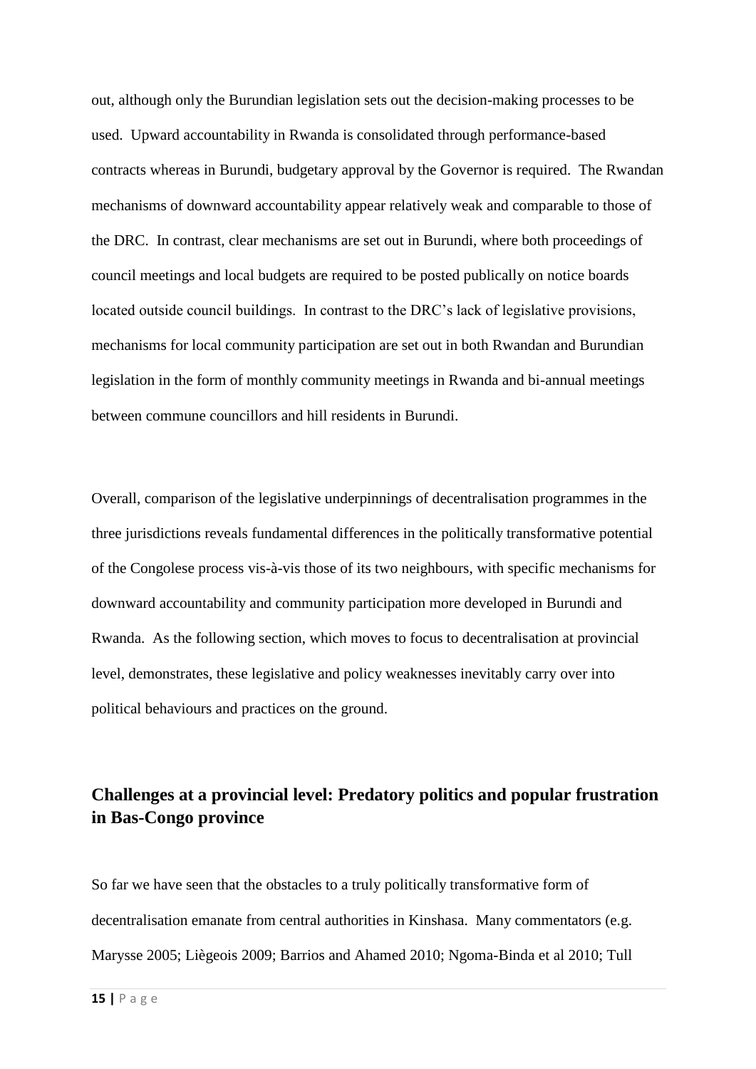out, although only the Burundian legislation sets out the decision-making processes to be used. Upward accountability in Rwanda is consolidated through performance-based contracts whereas in Burundi, budgetary approval by the Governor is required. The Rwandan mechanisms of downward accountability appear relatively weak and comparable to those of the DRC. In contrast, clear mechanisms are set out in Burundi, where both proceedings of council meetings and local budgets are required to be posted publically on notice boards located outside council buildings. In contrast to the DRC's lack of legislative provisions, mechanisms for local community participation are set out in both Rwandan and Burundian legislation in the form of monthly community meetings in Rwanda and bi-annual meetings between commune councillors and hill residents in Burundi.

Overall, comparison of the legislative underpinnings of decentralisation programmes in the three jurisdictions reveals fundamental differences in the politically transformative potential of the Congolese process vis-à-vis those of its two neighbours, with specific mechanisms for downward accountability and community participation more developed in Burundi and Rwanda. As the following section, which moves to focus to decentralisation at provincial level, demonstrates, these legislative and policy weaknesses inevitably carry over into political behaviours and practices on the ground.

## Challenges at a provincial level: Predatory politics and popular frustration in Bas-Congo province

So far we have seen that the obstacles to a truly politically transformative form of decentralisation emanate from central authorities in Kinshasa. Many commentators (e.g. Marysse 2005; Liègeois 2009; Barrios and Ahamed 2010; Ngoma-Binda et al 2010; Tull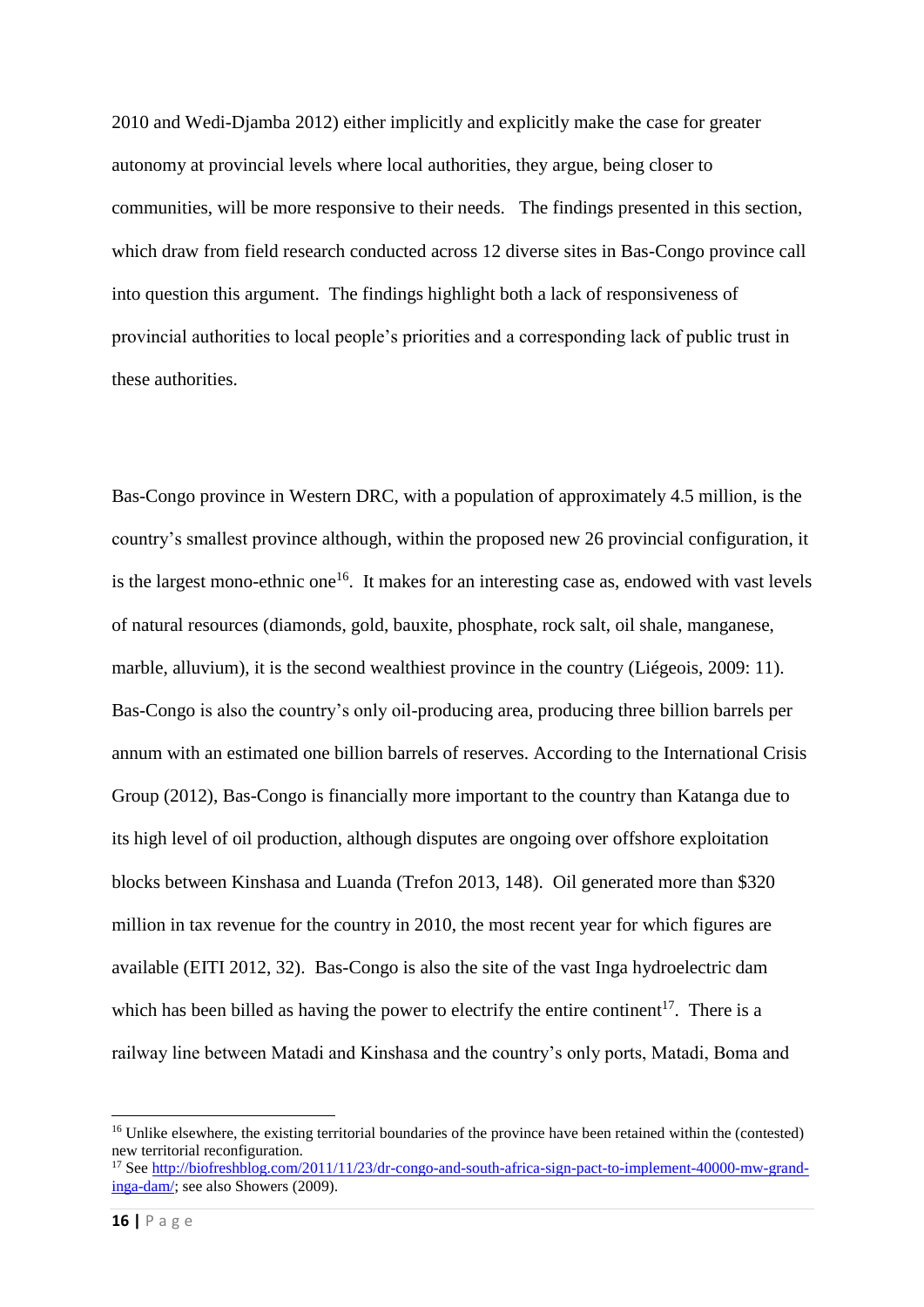2010 and Wedi-Djamba 2012) either implicitly and explicitly make the case for greater autonomy at provincial levels where local authorities, they argue, being closer to communities, will be more responsive to their needs. The findings presented in this section, which draw from field research conducted across 12 diverse sites in Bas-Congo province call into question this argument. The findings highlight both a lack of responsiveness of provincial authorities to local people's priorities and a corresponding lack of public trust in these authorities.

Bas-Congo province in Western DRC, with a population of approximately 4.5 million, is the country's smallest province although, within the proposed new 26 provincial configuration, it is the largest mono-ethnic one[16]. It makes for an interesting case as, endowed with vast levels of natural resources (diamonds, gold, bauxite, phosphate, rock salt, oil shale, manganese, marble, alluvium), it is the second wealthiest province in the country (Liégeois, 2009: 11). Bas-Congo is also the country's only oil-producing area, producing three billion barrels per annum with an estimated one billion barrels of reserves. According to the International Crisis Group (2012), Bas-Congo is financially more important to the country than Katanga due to its high level of oil production, although disputes are ongoing over offshore exploitation blocks between Kinshasa and Luanda (Trefon 2013, 148). Oil generated more than $320 million in tax revenue for the country in 2010, the most recent year for which figures are available (EITI 2012, 32). Bas-Congo is also the site of the vast Inga hydroelectric dam which has been billed as having the power to electrify the entire continent[17]. There is a railway line between Matadi and Kinshasa and the country's only ports, Matadi, Boma and

---

[16] Unlike elsewhere, the existing territorial boundaries of the province have been retained within the (contested) new territorial reconfiguration.

[17] See http://biofreshblog.com/2011/11/23/dr-congo-and-south-africa-sign-pact-to-implement-40000-mw-grand-inga-dam/; see also Showers (2009).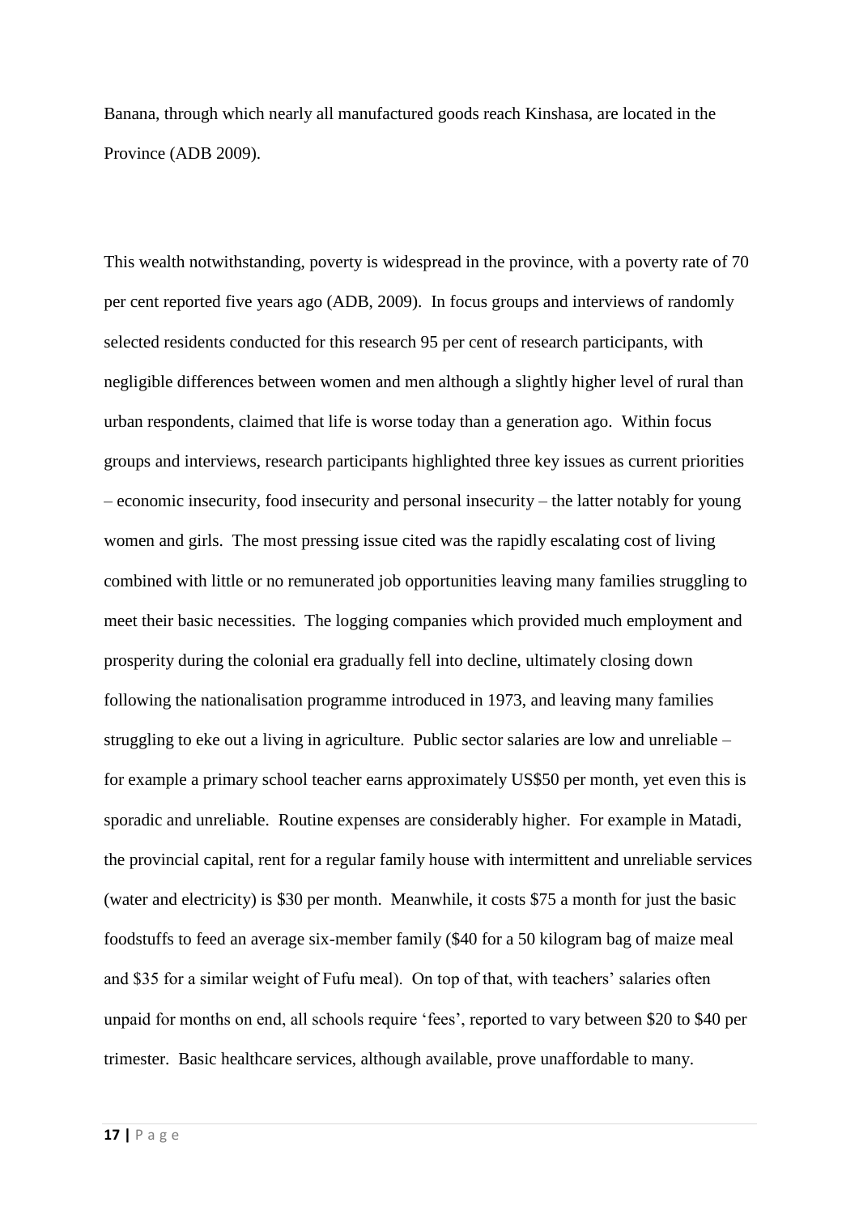Banana, through which nearly all manufactured goods reach Kinshasa, are located in the Province (ADB 2009).

This wealth notwithstanding, poverty is widespread in the province, with a poverty rate of 70 per cent reported five years ago (ADB, 2009). In focus groups and interviews of randomly selected residents conducted for this research 95 per cent of research participants, with negligible differences between women and men although a slightly higher level of rural than urban respondents, claimed that life is worse today than a generation ago. Within focus groups and interviews, research participants highlighted three key issues as current priorities – economic insecurity, food insecurity and personal insecurity – the latter notably for young women and girls. The most pressing issue cited was the rapidly escalating cost of living combined with little or no remunerated job opportunities leaving many families struggling to meet their basic necessities. The logging companies which provided much employment and prosperity during the colonial era gradually fell into decline, ultimately closing down following the nationalisation programme introduced in 1973, and leaving many families struggling to eke out a living in agriculture. Public sector salaries are low and unreliable – for example a primary school teacher earns approximately US$50 per month, yet even this is sporadic and unreliable. Routine expenses are considerably higher. For example in Matadi, the provincial capital, rent for a regular family house with intermittent and unreliable services (water and electricity) is $30 per month. Meanwhile, it costs $75 a month for just the basic foodstuffs to feed an average six-member family ($40 for a 50 kilogram bag of maize meal and $35 for a similar weight of Fufu meal). On top of that, with teachers' salaries often unpaid for months on end, all schools require 'fees', reported to vary between $20 to $40 per trimester. Basic healthcare services, although available, prove unaffordable to many.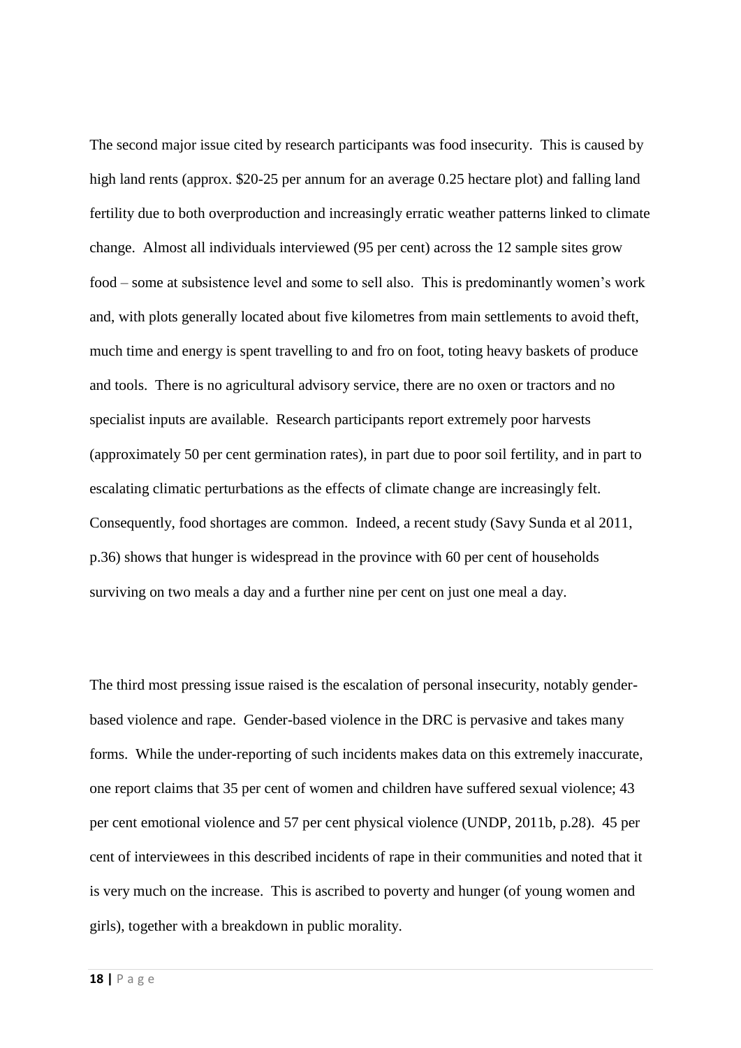The second major issue cited by research participants was food insecurity. This is caused by high land rents (approx. $20-25 per annum for an average 0.25 hectare plot) and falling land fertility due to both overproduction and increasingly erratic weather patterns linked to climate change. Almost all individuals interviewed (95 per cent) across the 12 sample sites grow food – some at subsistence level and some to sell also. This is predominantly women's work and, with plots generally located about five kilometres from main settlements to avoid theft, much time and energy is spent travelling to and fro on foot, toting heavy baskets of produce and tools. There is no agricultural advisory service, there are no oxen or tractors and no specialist inputs are available. Research participants report extremely poor harvests (approximately 50 per cent germination rates), in part due to poor soil fertility, and in part to escalating climatic perturbations as the effects of climate change are increasingly felt. Consequently, food shortages are common. Indeed, a recent study (Savy Sunda et al 2011, p.36) shows that hunger is widespread in the province with 60 per cent of households surviving on two meals a day and a further nine per cent on just one meal a day.

The third most pressing issue raised is the escalation of personal insecurity, notably gender-based violence and rape. Gender-based violence in the DRC is pervasive and takes many forms. While the under-reporting of such incidents makes data on this extremely inaccurate, one report claims that 35 per cent of women and children have suffered sexual violence; 43 per cent emotional violence and 57 per cent physical violence (UNDP, 2011b, p.28). 45 per cent of interviewees in this described incidents of rape in their communities and noted that it is very much on the increase. This is ascribed to poverty and hunger (of young women and girls), together with a breakdown in public morality.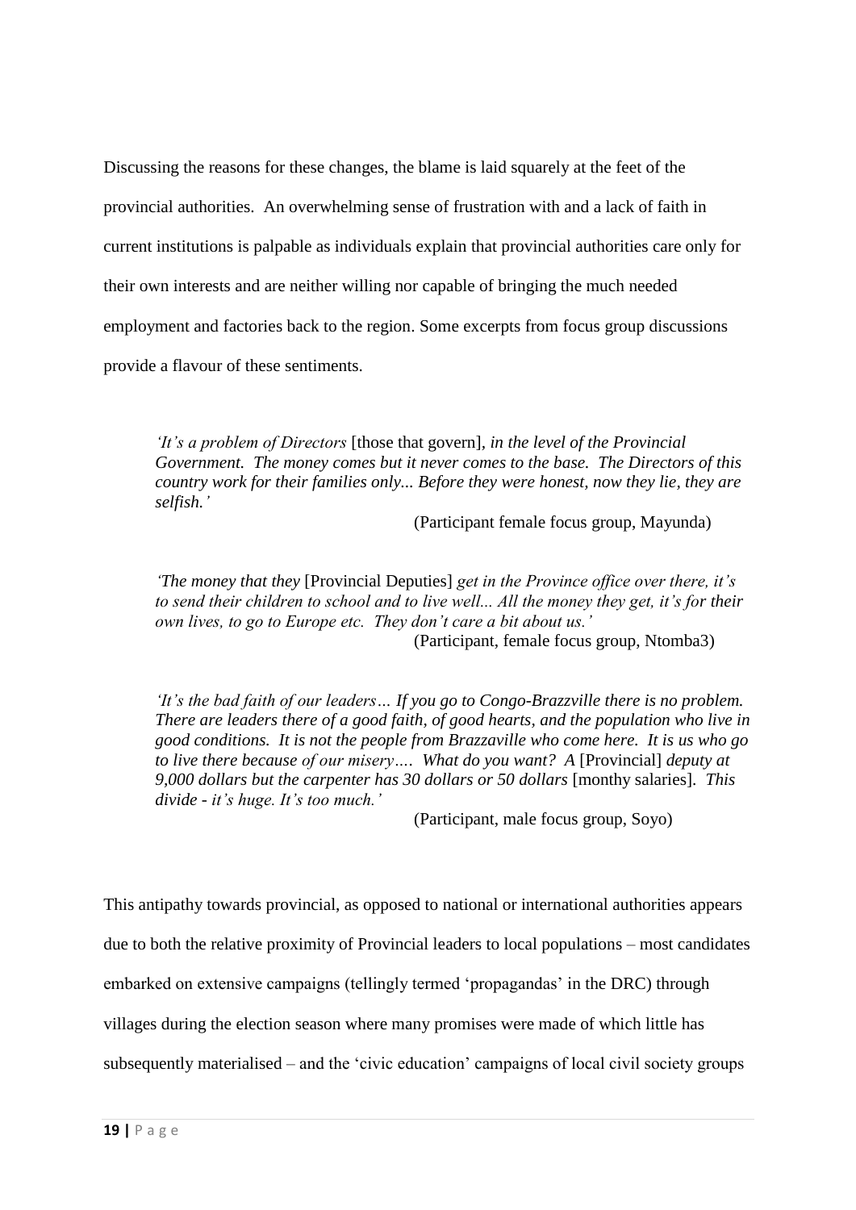Discussing the reasons for these changes, the blame is laid squarely at the feet of the provincial authorities. An overwhelming sense of frustration with and a lack of faith in current institutions is palpable as individuals explain that provincial authorities care only for their own interests and are neither willing nor capable of bringing the much needed employment and factories back to the region. Some excerpts from focus group discussions provide a flavour of these sentiments.

> *'It's a problem of Directors* [those that govern], *in the level of the Provincial Government. The money comes but it never comes to the base. The Directors of this country work for their families only... Before they were honest, now they lie, they are selfish.'*
>
> (Participant female focus group, Mayunda)

> *'The money that they* [Provincial Deputies] *get in the Province office over there, it's to send their children to school and to live well... All the money they get, it's for their own lives, to go to Europe etc. They don't care a bit about us.'*
>
> (Participant, female focus group, Ntomba3)

> *'It's the bad faith of our leaders… If you go to Congo-Brazzville there is no problem. There are leaders there of a good faith, of good hearts, and the population who live in good conditions. It is not the people from Brazzaville who come here. It is us who go to live there because of our misery…. What do you want? A* [Provincial] *deputy at 9,000 dollars but the carpenter has 30 dollars or 50 dollars* [monthy salaries]. *This divide - it's huge. It's too much.'*
>
> (Participant, male focus group, Soyo)

This antipathy towards provincial, as opposed to national or international authorities appears due to both the relative proximity of Provincial leaders to local populations – most candidates embarked on extensive campaigns (tellingly termed 'propagandas' in the DRC) through villages during the election season where many promises were made of which little has subsequently materialised – and the 'civic education' campaigns of local civil society groups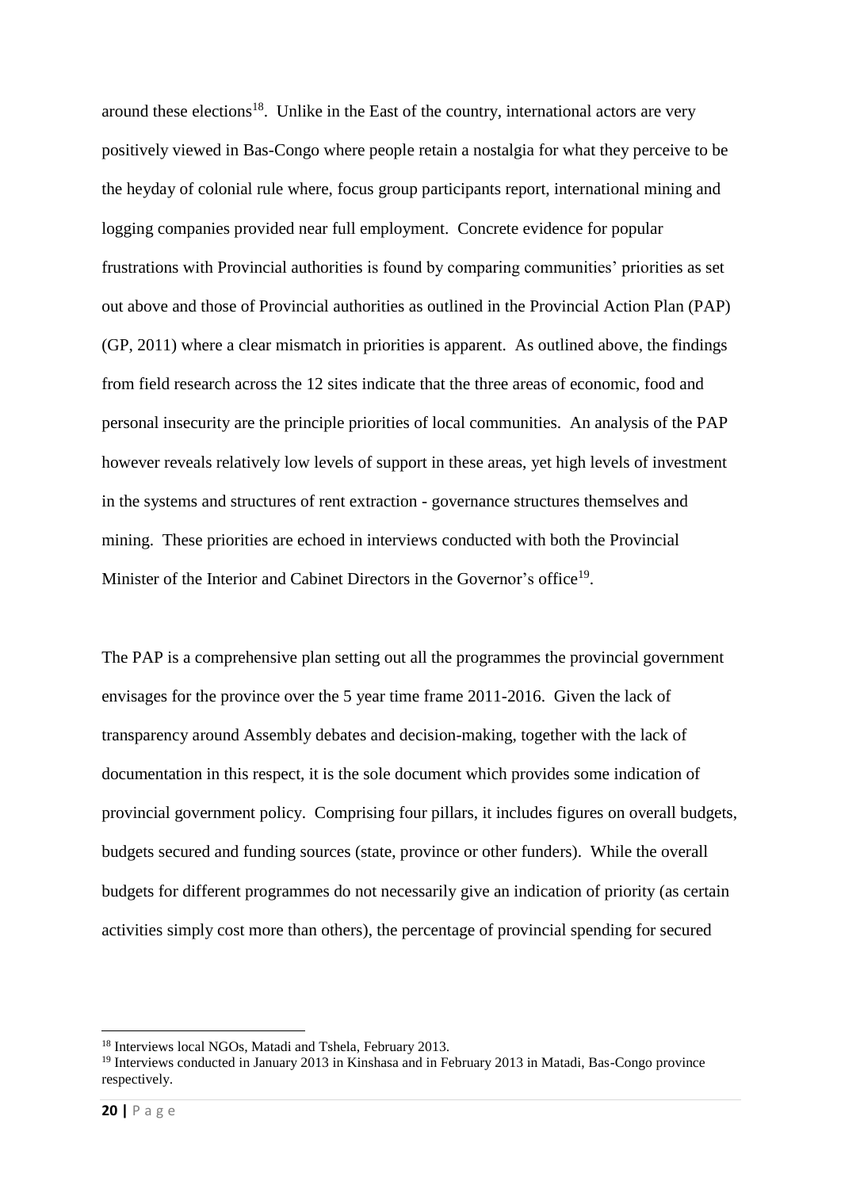around these elections[18]. Unlike in the East of the country, international actors are very positively viewed in Bas-Congo where people retain a nostalgia for what they perceive to be the heyday of colonial rule where, focus group participants report, international mining and logging companies provided near full employment. Concrete evidence for popular frustrations with Provincial authorities is found by comparing communities' priorities as set out above and those of Provincial authorities as outlined in the Provincial Action Plan (PAP) (GP, 2011) where a clear mismatch in priorities is apparent. As outlined above, the findings from field research across the 12 sites indicate that the three areas of economic, food and personal insecurity are the principle priorities of local communities. An analysis of the PAP however reveals relatively low levels of support in these areas, yet high levels of investment in the systems and structures of rent extraction - governance structures themselves and mining. These priorities are echoed in interviews conducted with both the Provincial Minister of the Interior and Cabinet Directors in the Governor's office[19].

The PAP is a comprehensive plan setting out all the programmes the provincial government envisages for the province over the 5 year time frame 2011-2016. Given the lack of transparency around Assembly debates and decision-making, together with the lack of documentation in this respect, it is the sole document which provides some indication of provincial government policy. Comprising four pillars, it includes figures on overall budgets, budgets secured and funding sources (state, province or other funders). While the overall budgets for different programmes do not necessarily give an indication of priority (as certain activities simply cost more than others), the percentage of provincial spending for secured

---

[18] Interviews local NGOs, Matadi and Tshela, February 2013.

[19] Interviews conducted in January 2013 in Kinshasa and in February 2013 in Matadi, Bas-Congo province respectively.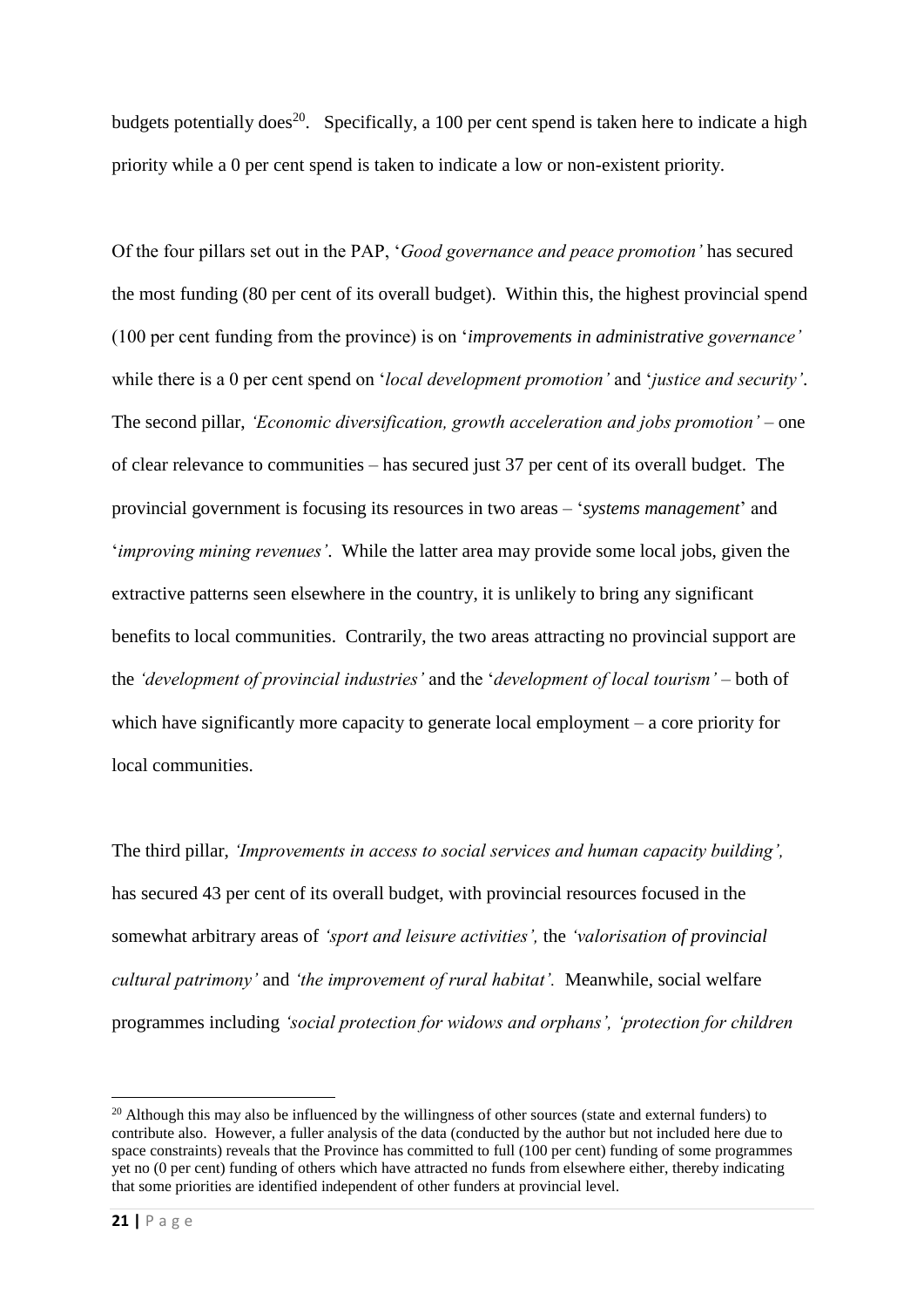budgets potentially does[20]. Specifically, a 100 per cent spend is taken here to indicate a high priority while a 0 per cent spend is taken to indicate a low or non-existent priority.

Of the four pillars set out in the PAP, '*Good governance and peace promotion'* has secured the most funding (80 per cent of its overall budget). Within this, the highest provincial spend (100 per cent funding from the province) is on '*improvements in administrative governance'* while there is a 0 per cent spend on '*local development promotion'* and '*justice and security'*. The second pillar, *'Economic diversification, growth acceleration and jobs promotion'* – one of clear relevance to communities – has secured just 37 per cent of its overall budget. The provincial government is focusing its resources in two areas – '*systems management*' and '*improving mining revenues'*. While the latter area may provide some local jobs, given the extractive patterns seen elsewhere in the country, it is unlikely to bring any significant benefits to local communities. Contrarily, the two areas attracting no provincial support are the *'development of provincial industries'* and the '*development of local tourism'* – both of which have significantly more capacity to generate local employment – a core priority for local communities.

The third pillar, *'Improvements in access to social services and human capacity building',* has secured 43 per cent of its overall budget, with provincial resources focused in the somewhat arbitrary areas of *'sport and leisure activities',* the *'valorisation of provincial cultural patrimony'* and *'the improvement of rural habitat'.* Meanwhile, social welfare programmes including *'social protection for widows and orphans', 'protection for children*

[20] Although this may also be influenced by the willingness of other sources (state and external funders) to contribute also. However, a fuller analysis of the data (conducted by the author but not included here due to space constraints) reveals that the Province has committed to full (100 per cent) funding of some programmes yet no (0 per cent) funding of others which have attracted no funds from elsewhere either, thereby indicating that some priorities are identified independent of other funders at provincial level.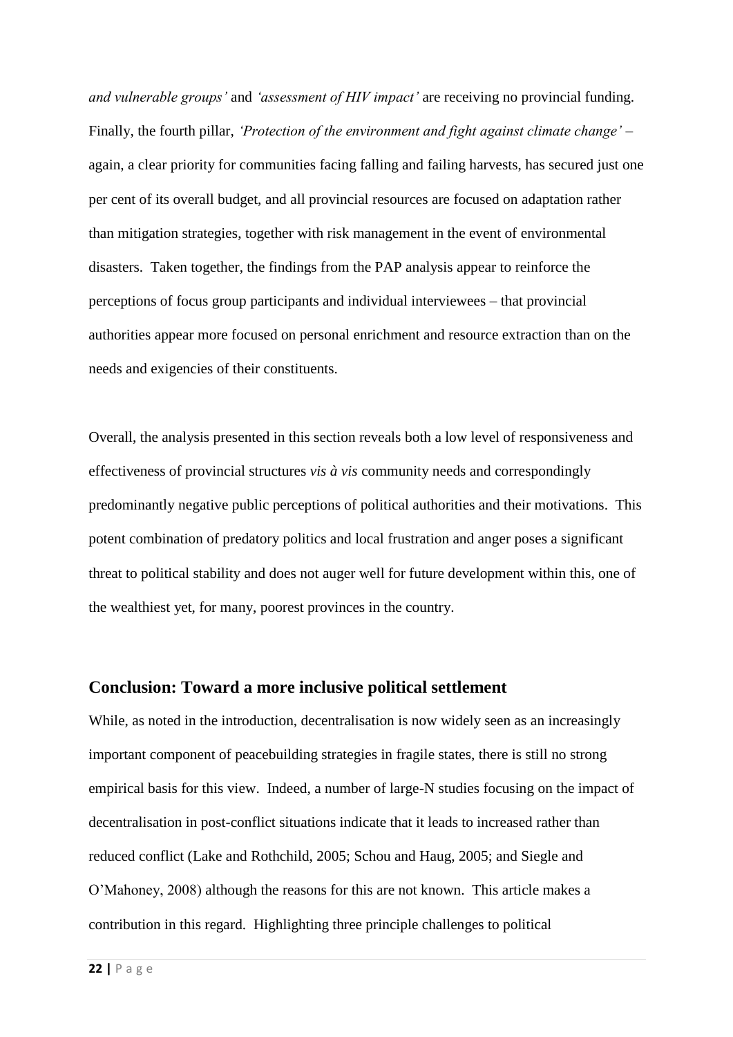*and vulnerable groups'* and *'assessment of HIV impact'* are receiving no provincial funding. Finally, the fourth pillar, *'Protection of the environment and fight against climate change'* – again, a clear priority for communities facing falling and failing harvests, has secured just one per cent of its overall budget, and all provincial resources are focused on adaptation rather than mitigation strategies, together with risk management in the event of environmental disasters. Taken together, the findings from the PAP analysis appear to reinforce the perceptions of focus group participants and individual interviewees – that provincial authorities appear more focused on personal enrichment and resource extraction than on the needs and exigencies of their constituents.

Overall, the analysis presented in this section reveals both a low level of responsiveness and effectiveness of provincial structures *vis à vis* community needs and correspondingly predominantly negative public perceptions of political authorities and their motivations. This potent combination of predatory politics and local frustration and anger poses a significant threat to political stability and does not auger well for future development within this, one of the wealthiest yet, for many, poorest provinces in the country.

## Conclusion: Toward a more inclusive political settlement

While, as noted in the introduction, decentralisation is now widely seen as an increasingly important component of peacebuilding strategies in fragile states, there is still no strong empirical basis for this view. Indeed, a number of large-N studies focusing on the impact of decentralisation in post-conflict situations indicate that it leads to increased rather than reduced conflict (Lake and Rothchild, 2005; Schou and Haug, 2005; and Siegle and O'Mahoney, 2008) although the reasons for this are not known. This article makes a contribution in this regard. Highlighting three principle challenges to political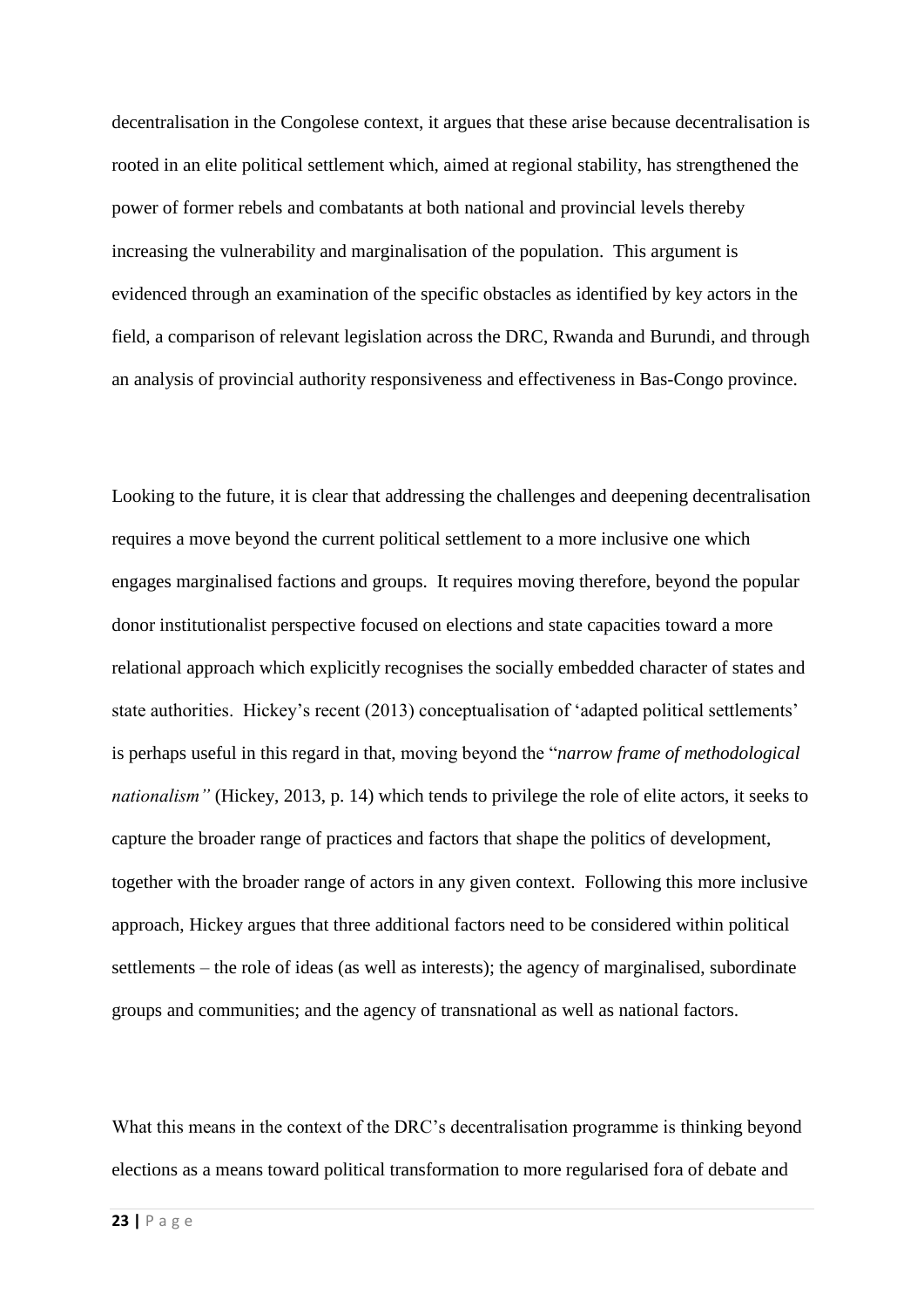decentralisation in the Congolese context, it argues that these arise because decentralisation is rooted in an elite political settlement which, aimed at regional stability, has strengthened the power of former rebels and combatants at both national and provincial levels thereby increasing the vulnerability and marginalisation of the population. This argument is evidenced through an examination of the specific obstacles as identified by key actors in the field, a comparison of relevant legislation across the DRC, Rwanda and Burundi, and through an analysis of provincial authority responsiveness and effectiveness in Bas-Congo province.

Looking to the future, it is clear that addressing the challenges and deepening decentralisation requires a move beyond the current political settlement to a more inclusive one which engages marginalised factions and groups. It requires moving therefore, beyond the popular donor institutionalist perspective focused on elections and state capacities toward a more relational approach which explicitly recognises the socially embedded character of states and state authorities. Hickey's recent (2013) conceptualisation of 'adapted political settlements' is perhaps useful in this regard in that, moving beyond the "*narrow frame of methodological nationalism"* (Hickey, 2013, p. 14) which tends to privilege the role of elite actors, it seeks to capture the broader range of practices and factors that shape the politics of development, together with the broader range of actors in any given context. Following this more inclusive approach, Hickey argues that three additional factors need to be considered within political settlements – the role of ideas (as well as interests); the agency of marginalised, subordinate groups and communities; and the agency of transnational as well as national factors.

What this means in the context of the DRC's decentralisation programme is thinking beyond elections as a means toward political transformation to more regularised fora of debate and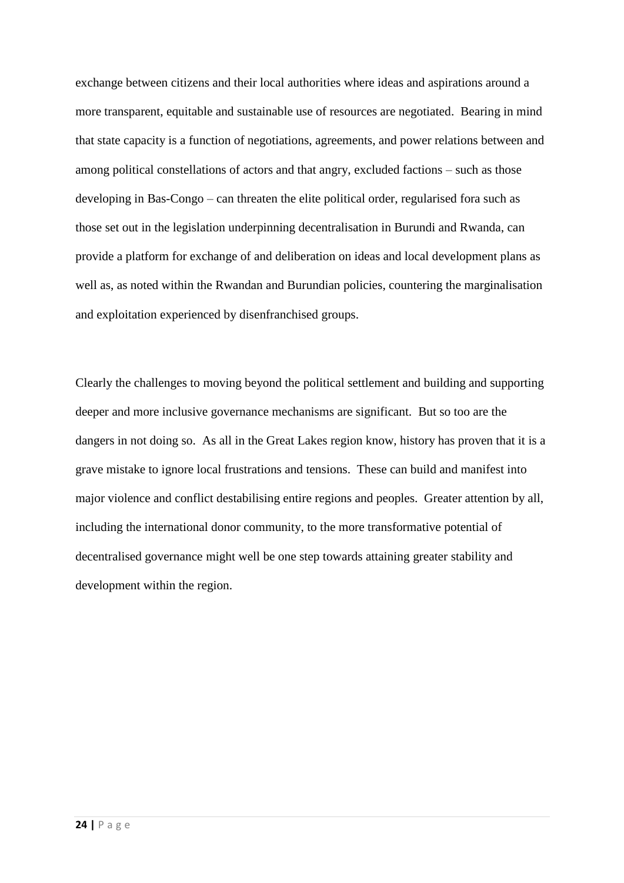exchange between citizens and their local authorities where ideas and aspirations around a more transparent, equitable and sustainable use of resources are negotiated. Bearing in mind that state capacity is a function of negotiations, agreements, and power relations between and among political constellations of actors and that angry, excluded factions – such as those developing in Bas-Congo – can threaten the elite political order, regularised fora such as those set out in the legislation underpinning decentralisation in Burundi and Rwanda, can provide a platform for exchange of and deliberation on ideas and local development plans as well as, as noted within the Rwandan and Burundian policies, countering the marginalisation and exploitation experienced by disenfranchised groups.

Clearly the challenges to moving beyond the political settlement and building and supporting deeper and more inclusive governance mechanisms are significant. But so too are the dangers in not doing so. As all in the Great Lakes region know, history has proven that it is a grave mistake to ignore local frustrations and tensions. These can build and manifest into major violence and conflict destabilising entire regions and peoples. Greater attention by all, including the international donor community, to the more transformative potential of decentralised governance might well be one step towards attaining greater stability and development within the region.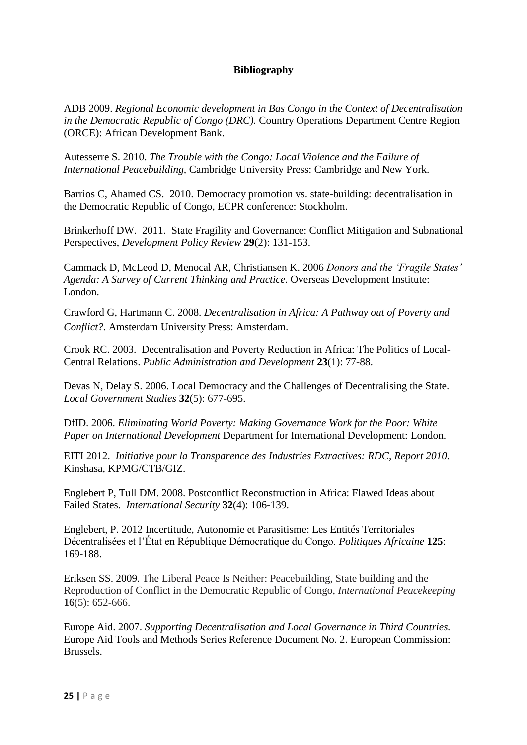**Bibliography**

ADB 2009. *Regional Economic development in Bas Congo in the Context of Decentralisation in the Democratic Republic of Congo (DRC).* Country Operations Department Centre Region (ORCE): African Development Bank.

Autesserre S. 2010. *The Trouble with the Congo: Local Violence and the Failure of International Peacebuilding,* Cambridge University Press: Cambridge and New York.

Barrios C, Ahamed CS. 2010. Democracy promotion vs. state-building: decentralisation in the Democratic Republic of Congo, ECPR conference: Stockholm.

Brinkerhoff DW. 2011. State Fragility and Governance: Conflict Mitigation and Subnational Perspectives, *Development Policy Review* **29**(2): 131-153.

Cammack D, McLeod D, Menocal AR, Christiansen K. 2006 *Donors and the 'Fragile States' Agenda: A Survey of Current Thinking and Practice*. Overseas Development Institute: London.

Crawford G, Hartmann C. 2008. *Decentralisation in Africa: A Pathway out of Poverty and Conflict?.* Amsterdam University Press: Amsterdam.

Crook RC. 2003. Decentralisation and Poverty Reduction in Africa: The Politics of Local-Central Relations. *Public Administration and Development* **23**(1): 77-88.

Devas N, Delay S. 2006. Local Democracy and the Challenges of Decentralising the State. *Local Government Studies* **32**(5): 677-695.

DfID. 2006. *Eliminating World Poverty: Making Governance Work for the Poor: White Paper on International Development* Department for International Development: London.

EITI 2012. *Initiative pour la Transparence des Industries Extractives: RDC, Report 2010.* Kinshasa, KPMG/CTB/GIZ.

Englebert P, Tull DM. 2008. Postconflict Reconstruction in Africa: Flawed Ideas about Failed States. *International Security* **32**(4): 106-139.

Englebert, P. 2012 Incertitude, Autonomie et Parasitisme: Les Entités Territoriales Décentralisées et l'État en République Démocratique du Congo. *Politiques Africaine* **125**: 169-188.

Eriksen SS. 2009. The Liberal Peace Is Neither: Peacebuilding, State building and the Reproduction of Conflict in the Democratic Republic of Congo, *International Peacekeeping* **16**(5): 652-666.

Europe Aid. 2007. *Supporting Decentralisation and Local Governance in Third Countries.* Europe Aid Tools and Methods Series Reference Document No. 2. European Commission: Brussels.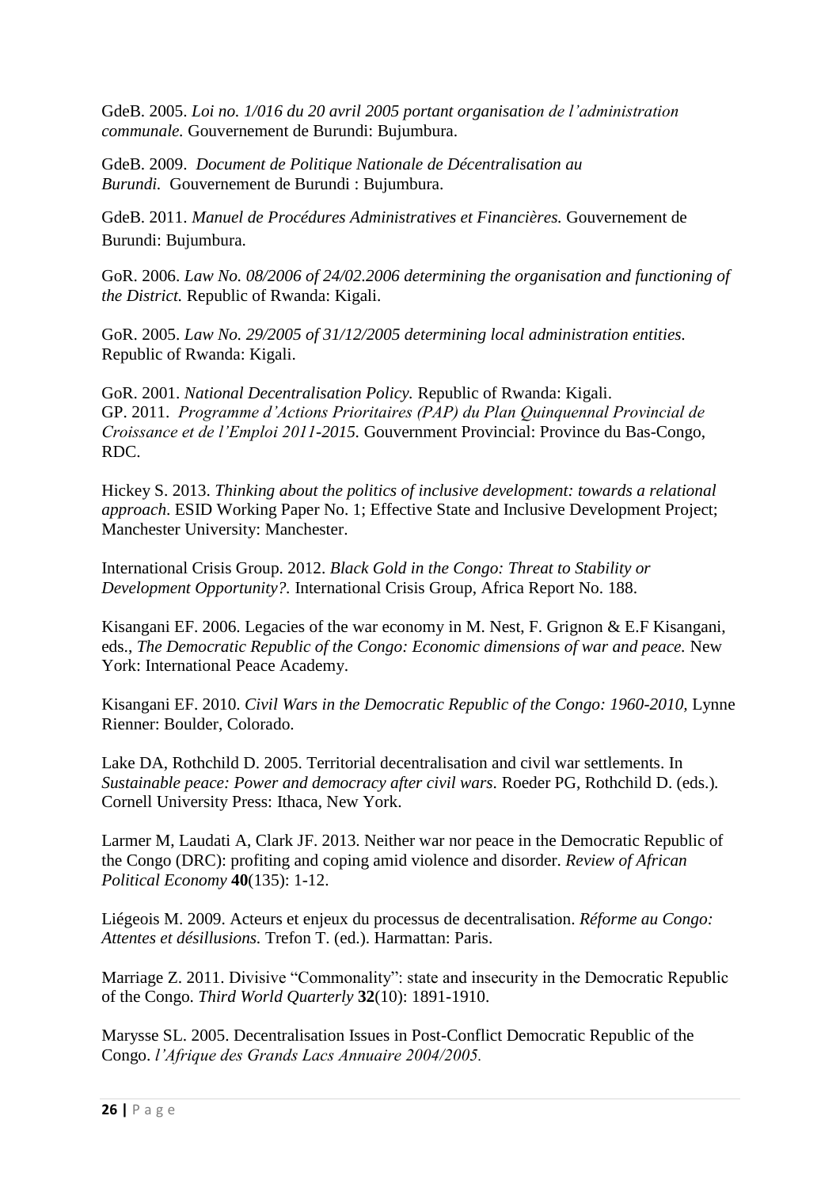GdeB. 2005. *Loi no. 1/016 du 20 avril 2005 portant organisation de l'administration communale.* Gouvernement de Burundi: Bujumbura.

GdeB. 2009. *Document de Politique Nationale de Décentralisation au Burundi.* Gouvernement de Burundi : Bujumbura.

GdeB. 2011. *Manuel de Procédures Administratives et Financières.* Gouvernement de Burundi: Bujumbura.

GoR. 2006. *Law No. 08/2006 of 24/02.2006 determining the organisation and functioning of the District.* Republic of Rwanda: Kigali.

GoR. 2005. *Law No. 29/2005 of 31/12/2005 determining local administration entities.* Republic of Rwanda: Kigali.

GoR. 2001. *National Decentralisation Policy.* Republic of Rwanda: Kigali.
GP. 2011. *Programme d'Actions Prioritaires (PAP) du Plan Quinquennal Provincial de Croissance et de l'Emploi 2011-2015.* Gouvernment Provincial: Province du Bas-Congo, RDC.

Hickey S. 2013. *Thinking about the politics of inclusive development: towards a relational approach*. ESID Working Paper No. 1; Effective State and Inclusive Development Project; Manchester University: Manchester.

International Crisis Group. 2012. *Black Gold in the Congo: Threat to Stability or Development Opportunity?.* International Crisis Group, Africa Report No. 188.

Kisangani EF. 2006. Legacies of the war economy in M. Nest, F. Grignon & E.F Kisangani, eds., *The Democratic Republic of the Congo: Economic dimensions of war and peace.* New York: International Peace Academy.

Kisangani EF. 2010. *Civil Wars in the Democratic Republic of the Congo: 1960-2010,* Lynne Rienner: Boulder, Colorado.

Lake DA, Rothchild D. 2005. Territorial decentralisation and civil war settlements. In *Sustainable peace: Power and democracy after civil wars.* Roeder PG, Rothchild D. (eds.). Cornell University Press: Ithaca, New York.

Larmer M, Laudati A, Clark JF. 2013. Neither war nor peace in the Democratic Republic of the Congo (DRC): profiting and coping amid violence and disorder. *Review of African Political Economy* **40**(135): 1-12.

Liégeois M. 2009. Acteurs et enjeux du processus de decentralisation. *Réforme au Congo: Attentes et désillusions.* Trefon T. (ed.). Harmattan: Paris.

Marriage Z. 2011. Divisive "Commonality": state and insecurity in the Democratic Republic of the Congo. *Third World Quarterly* **32**(10): 1891-1910.

Marysse SL. 2005. Decentralisation Issues in Post-Conflict Democratic Republic of the Congo. *l'Afrique des Grands Lacs Annuaire 2004/2005.*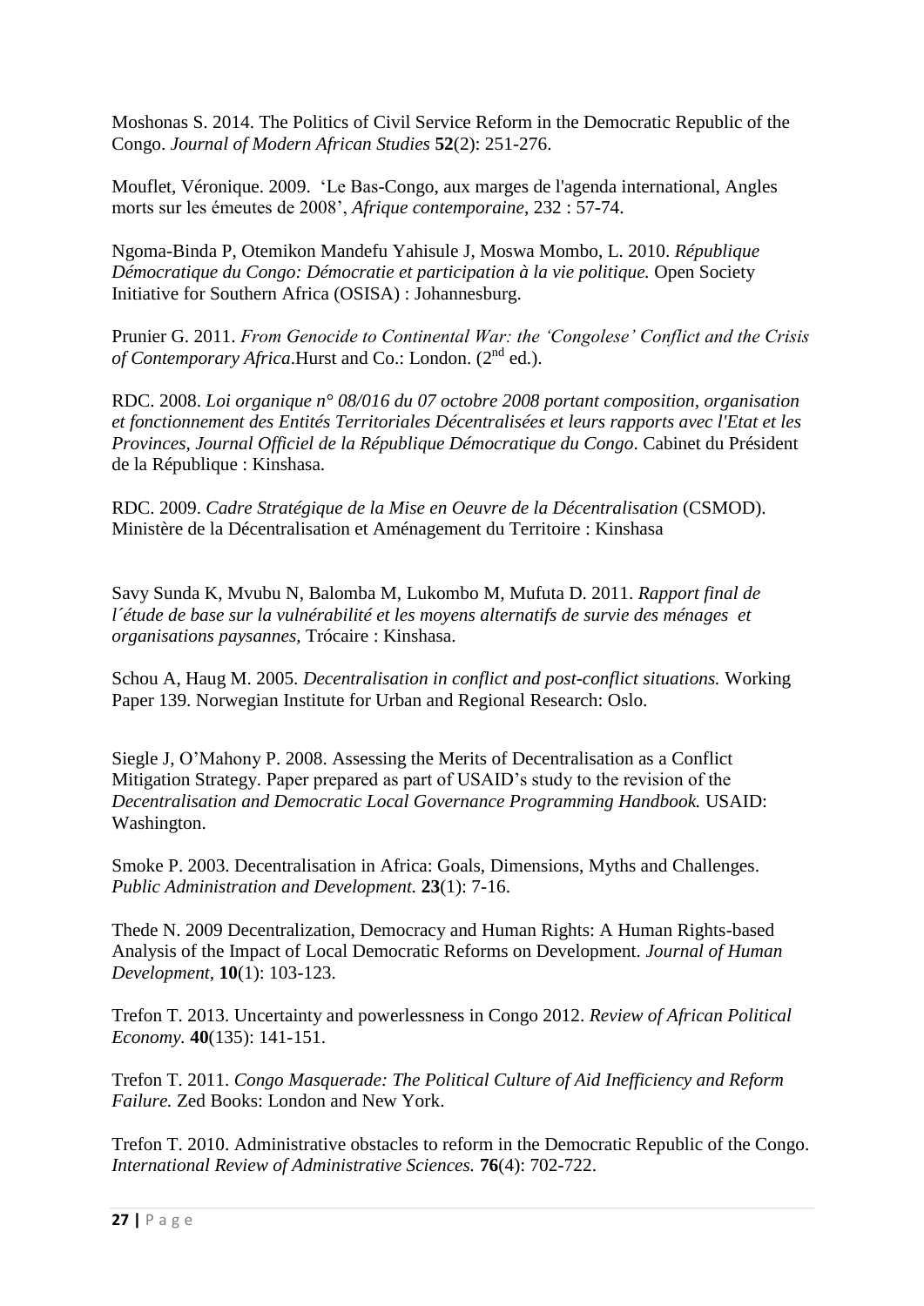Moshonas S. 2014. The Politics of Civil Service Reform in the Democratic Republic of the Congo. *Journal of Modern African Studies* **52**(2): 251-276.

Mouflet, Véronique. 2009. 'Le Bas-Congo, aux marges de l'agenda international, Angles morts sur les émeutes de 2008', *Afrique contemporaine*, 232 : 57-74.

Ngoma-Binda P, Otemikon Mandefu Yahisule J, Moswa Mombo, L. 2010. *République Démocratique du Congo: Démocratie et participation à la vie politique.* Open Society Initiative for Southern Africa (OSISA) : Johannesburg.

Prunier G. 2011. *From Genocide to Continental War: the 'Congolese' Conflict and the Crisis of Contemporary Africa*.Hurst and Co.: London. (2nd ed.).

RDC. 2008. *Loi organique n° 08/016 du 07 octobre 2008 portant composition, organisation et fonctionnement des Entités Territoriales Décentralisées et leurs rapports avec l'Etat et les Provinces, Journal Officiel de la République Démocratique du Congo*. Cabinet du Président de la République : Kinshasa.

RDC. 2009. *Cadre Stratégique de la Mise en Oeuvre de la Décentralisation* (CSMOD). Ministère de la Décentralisation et Aménagement du Territoire : Kinshasa

Savy Sunda K, Mvubu N, Balomba M, Lukombo M, Mufuta D. 2011. *Rapport final de l´étude de base sur la vulnérabilité et les moyens alternatifs de survie des ménages et organisations paysannes*, Trócaire : Kinshasa.

Schou A, Haug M. 2005. *Decentralisation in conflict and post-conflict situations.* Working Paper 139. Norwegian Institute for Urban and Regional Research: Oslo.

Siegle J, O'Mahony P. 2008. Assessing the Merits of Decentralisation as a Conflict Mitigation Strategy. Paper prepared as part of USAID's study to the revision of the *Decentralisation and Democratic Local Governance Programming Handbook.* USAID: Washington.

Smoke P. 2003. Decentralisation in Africa: Goals, Dimensions, Myths and Challenges. *Public Administration and Development.* **23**(1): 7-16.

Thede N. 2009 Decentralization, Democracy and Human Rights: A Human Rights-based Analysis of the Impact of Local Democratic Reforms on Development. *Journal of Human Development*, **10**(1): 103-123.

Trefon T. 2013. Uncertainty and powerlessness in Congo 2012. *Review of African Political Economy.* **40**(135): 141-151.

Trefon T. 2011. *Congo Masquerade: The Political Culture of Aid Inefficiency and Reform Failure.* Zed Books: London and New York.

Trefon T. 2010. Administrative obstacles to reform in the Democratic Republic of the Congo. *International Review of Administrative Sciences.* **76**(4): 702-722.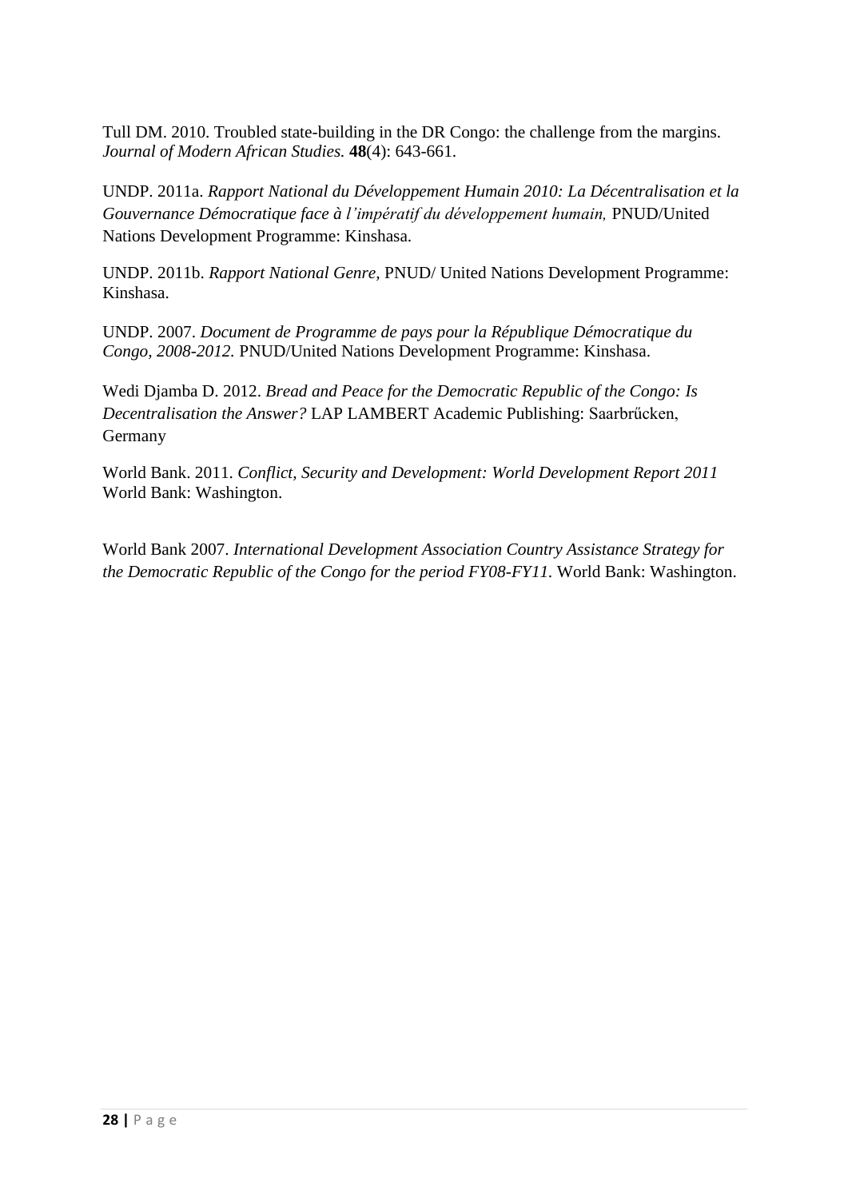Tull DM. 2010. Troubled state-building in the DR Congo: the challenge from the margins. *Journal of Modern African Studies.* **48**(4): 643-661.

UNDP. 2011a. *Rapport National du Développement Humain 2010: La Décentralisation et la Gouvernance Démocratique face à l'impératif du développement humain,* PNUD/United Nations Development Programme: Kinshasa.

UNDP. 2011b. *Rapport National Genre,* PNUD/ United Nations Development Programme: Kinshasa.

UNDP. 2007. *Document de Programme de pays pour la République Démocratique du Congo, 2008-2012.* PNUD/United Nations Development Programme: Kinshasa.

Wedi Djamba D. 2012. *Bread and Peace for the Democratic Republic of the Congo: Is Decentralisation the Answer?* LAP LAMBERT Academic Publishing: Saarbrűcken, Germany

World Bank. 2011. *Conflict, Security and Development: World Development Report 2011* World Bank: Washington.

World Bank 2007. *International Development Association Country Assistance Strategy for the Democratic Republic of the Congo for the period FY08-FY11.* World Bank: Washington.